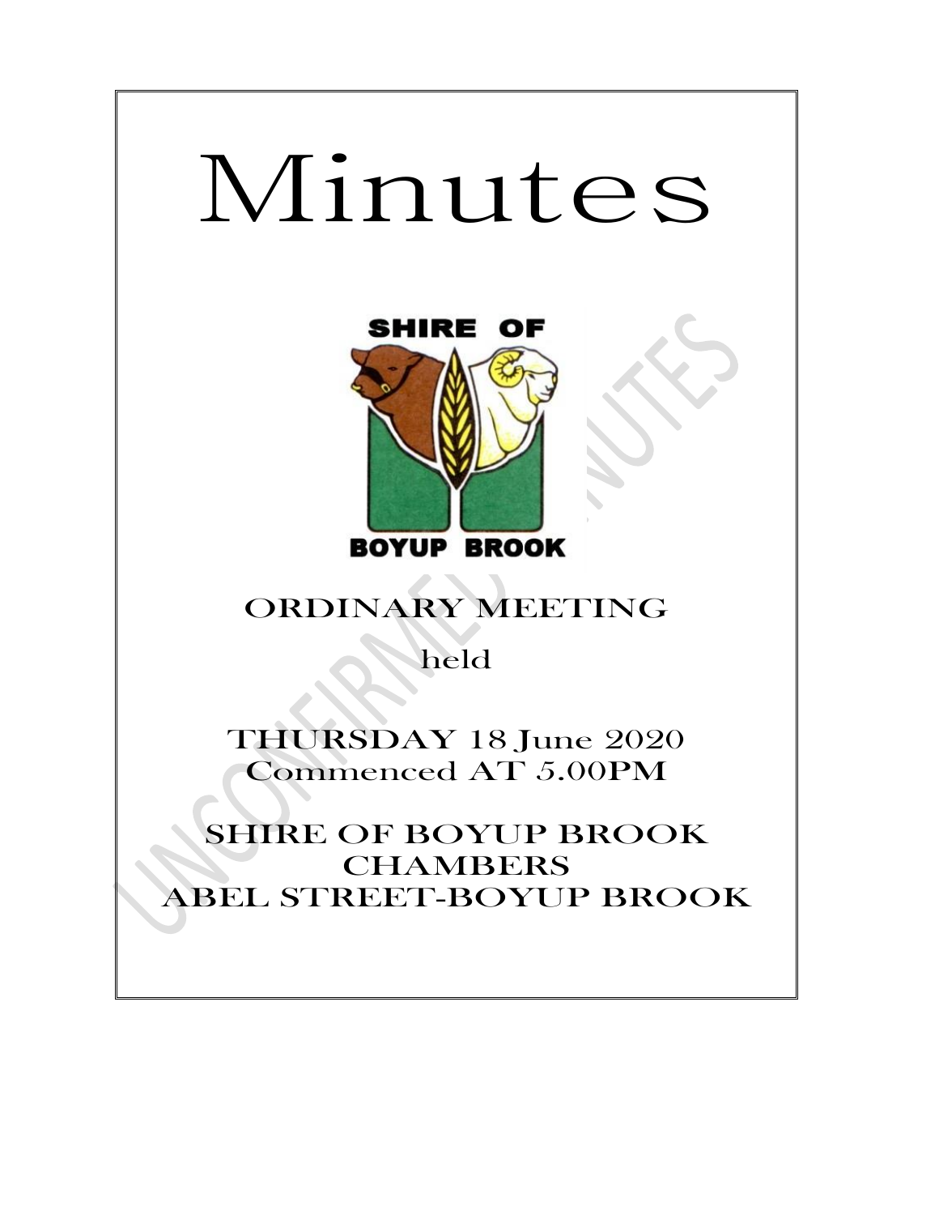# Minutes

SHIRE OF

BOYUP BROOK

## ORDINARY MEETING

held

THURSDAY 18 June 2020
Commenced AT 5.00PM

SHIRE OF BOYUP BROOK
CHAMBERS
ABEL STREET-BOYUP BROOK

UNCONFIRMED MINUTES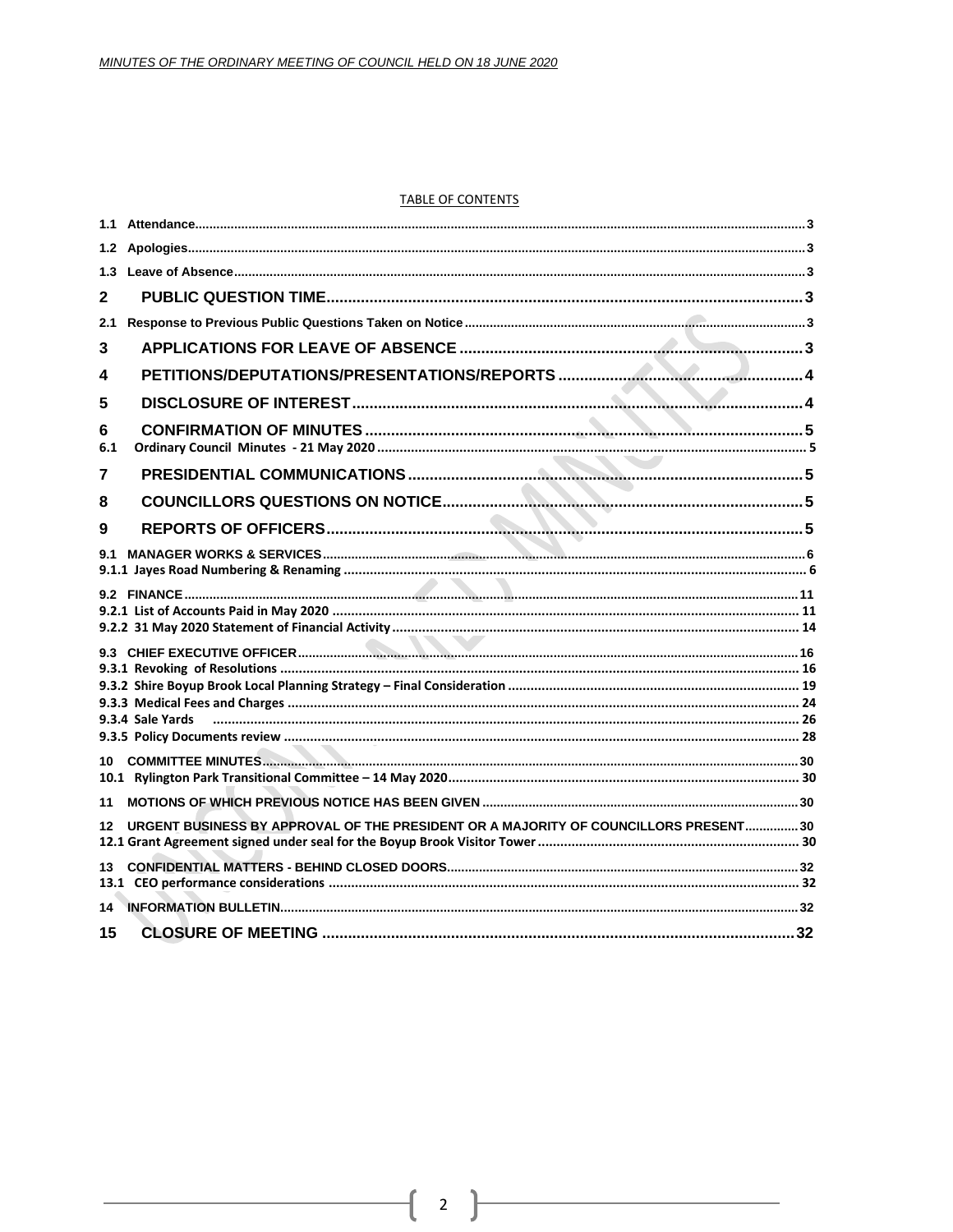TABLE OF CONTENTS

| | | |
|---|---|---|
| 1.1 | Attendance | 3 |
| 1.2 | Apologies | 3 |
| 1.3 | Leave of Absence | 3 |
| **2** | **PUBLIC QUESTION TIME** | **3** |
| 2.1 | Response to Previous Public Questions Taken on Notice | 3 |
| **3** | **APPLICATIONS FOR LEAVE OF ABSENCE** | **3** |
| **4** | **PETITIONS/DEPUTATIONS/PRESENTATIONS/REPORTS** | **4** |
| **5** | **DISCLOSURE OF INTEREST** | **4** |
| **6** | **CONFIRMATION OF MINUTES** | **5** |
| 6.1 | Ordinary Council Minutes - 21 May 2020 | 5 |
| **7** | **PRESIDENTIAL COMMUNICATIONS** | **5** |
| **8** | **COUNCILLORS QUESTIONS ON NOTICE** | **5** |
| **9** | **REPORTS OF OFFICERS** | **5** |
| 9.1 | MANAGER WORKS & SERVICES | 6 |
| 9.1.1 | Jayes Road Numbering & Renaming | 6 |
| 9.2 | FINANCE | 11 |
| 9.2.1 | List of Accounts Paid in May 2020 | 11 |
| 9.2.2 | 31 May 2020 Statement of Financial Activity | 14 |
| 9.3 | CHIEF EXECUTIVE OFFICER | 16 |
| 9.3.1 | Revoking of Resolutions | 16 |
| 9.3.2 | Shire Boyup Brook Local Planning Strategy – Final Consideration | 19 |
| 9.3.3 | Medical Fees and Charges | 24 |
| 9.3.4 | Sale Yards | 26 |
| 9.3.5 | Policy Documents review | 28 |
| 10 | COMMITTEE MINUTES | 30 |
| 10.1 | Rylington Park Transitional Committee – 14 May 2020 | 30 |
| 11 | MOTIONS OF WHICH PREVIOUS NOTICE HAS BEEN GIVEN | 30 |
| 12 | URGENT BUSINESS BY APPROVAL OF THE PRESIDENT OR A MAJORITY OF COUNCILLORS PRESENT | 30 |
| 12.1 | Grant Agreement signed under seal for the Boyup Brook Visitor Tower | 30 |
| 13 | CONFIDENTIAL MATTERS - BEHIND CLOSED DOORS | 32 |
| 13.1 | CEO performance considerations | 32 |
| 14 | INFORMATION BULLETIN | 32 |
| **15** | **CLOSURE OF MEETING** | **32** |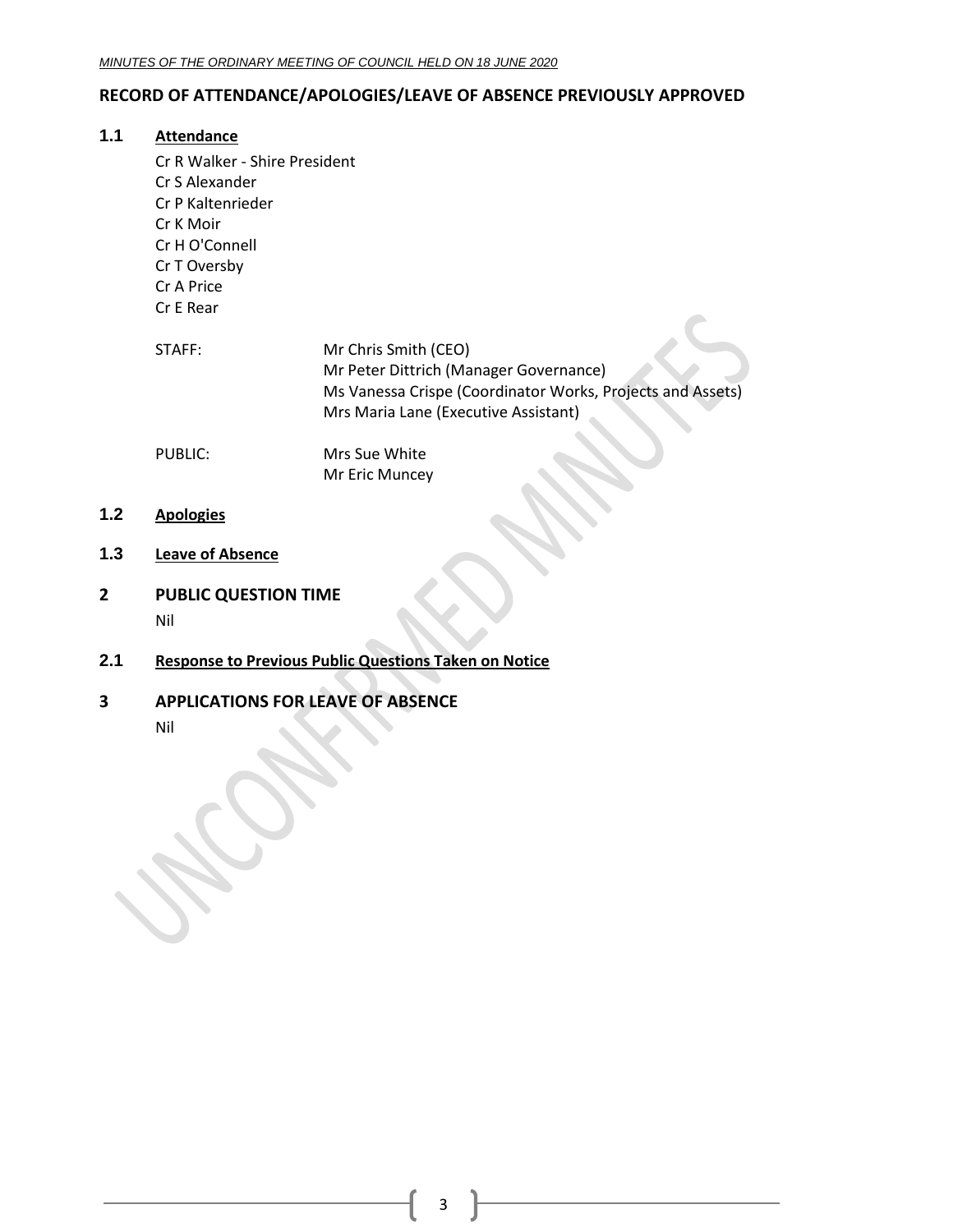## RECORD OF ATTENDANCE/APOLOGIES/LEAVE OF ABSENCE PREVIOUSLY APPROVED

### 1.1 Attendance

Cr R Walker - Shire President
Cr S Alexander
Cr P Kaltenrieder
Cr K Moir
Cr H O'Connell
Cr T Oversby
Cr A Price
Cr E Rear

STAFF:
Mr Chris Smith (CEO)
Mr Peter Dittrich (Manager Governance)
Ms Vanessa Crispe (Coordinator Works, Projects and Assets)
Mrs Maria Lane (Executive Assistant)

PUBLIC:
Mrs Sue White
Mr Eric Muncey

### 1.2 Apologies

### 1.3 Leave of Absence

## 2 PUBLIC QUESTION TIME

Nil

### 2.1 Response to Previous Public Questions Taken on Notice

## 3 APPLICATIONS FOR LEAVE OF ABSENCE

Nil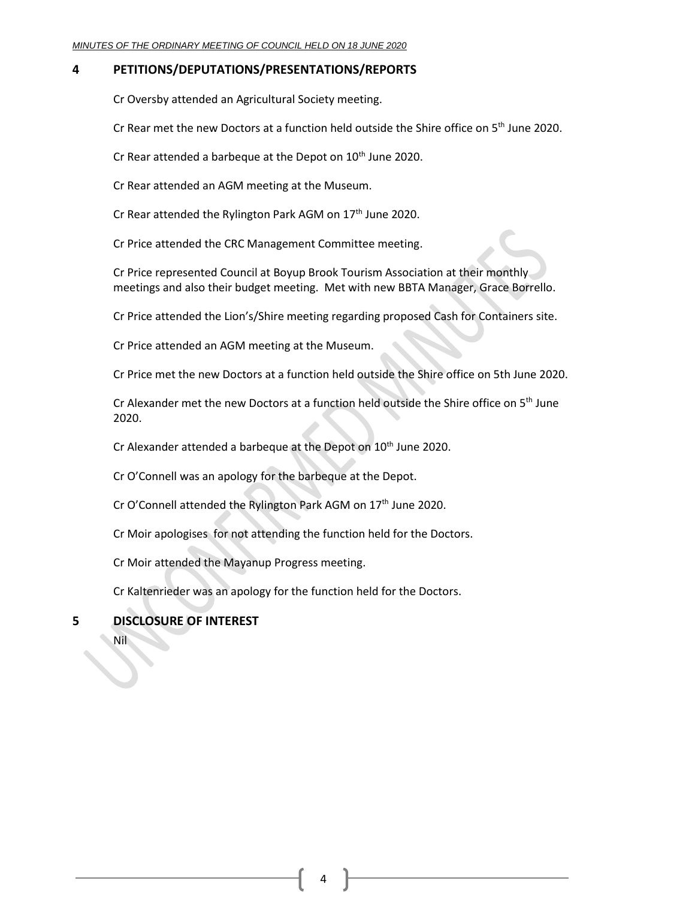## 4 PETITIONS/DEPUTATIONS/PRESENTATIONS/REPORTS

Cr Oversby attended an Agricultural Society meeting.

Cr Rear met the new Doctors at a function held outside the Shire office on 5th June 2020.

Cr Rear attended a barbeque at the Depot on 10th June 2020.

Cr Rear attended an AGM meeting at the Museum.

Cr Rear attended the Rylington Park AGM on 17th June 2020.

Cr Price attended the CRC Management Committee meeting.

Cr Price represented Council at Boyup Brook Tourism Association at their monthly meetings and also their budget meeting. Met with new BBTA Manager, Grace Borrello.

Cr Price attended the Lion's/Shire meeting regarding proposed Cash for Containers site.

Cr Price attended an AGM meeting at the Museum.

Cr Price met the new Doctors at a function held outside the Shire office on 5th June 2020.

Cr Alexander met the new Doctors at a function held outside the Shire office on 5th June 2020.

Cr Alexander attended a barbeque at the Depot on 10th June 2020.

Cr O'Connell was an apology for the barbeque at the Depot.

Cr O'Connell attended the Rylington Park AGM on 17th June 2020.

Cr Moir apologises for not attending the function held for the Doctors.

Cr Moir attended the Mayanup Progress meeting.

Cr Kaltenrieder was an apology for the function held for the Doctors.

## 5 DISCLOSURE OF INTEREST

Nil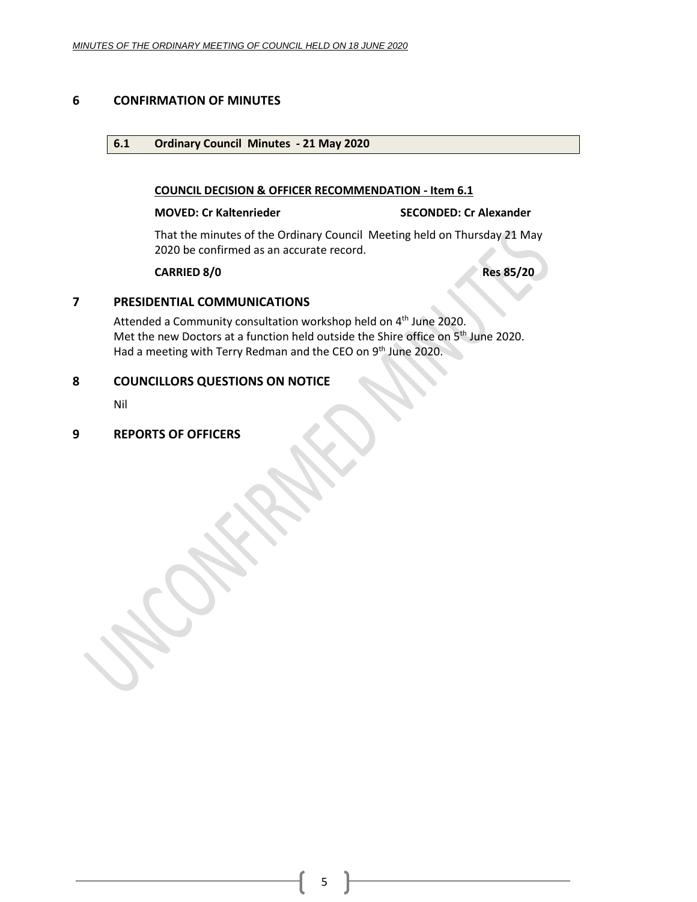# 6 CONFIRMATION OF MINUTES

## 6.1 Ordinary Council Minutes - 21 May 2020

**COUNCIL DECISION & OFFICER RECOMMENDATION - Item 6.1**

**MOVED: Cr Kaltenrieder** **SECONDED: Cr Alexander**

That the minutes of the Ordinary Council Meeting held on Thursday 21 May 2020 be confirmed as an accurate record.

**CARRIED 8/0** **Res 85/20**

# 7 PRESIDENTIAL COMMUNICATIONS

Attended a Community consultation workshop held on 4th June 2020.
Met the new Doctors at a function held outside the Shire office on 5th June 2020.
Had a meeting with Terry Redman and the CEO on 9th June 2020.

# 8 COUNCILLORS QUESTIONS ON NOTICE

Nil

# 9 REPORTS OF OFFICERS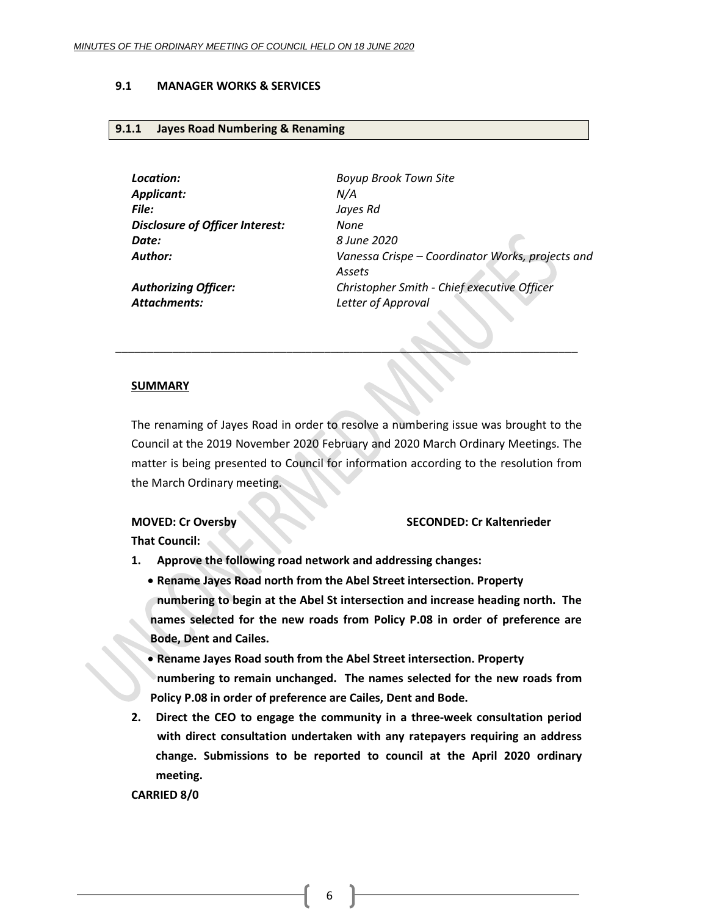## 9.1 MANAGER WORKS & SERVICES

### 9.1.1 Jayes Road Numbering & Renaming

| | |
|---|---|
| ***Location:*** | *Boyup Brook Town Site* |
| ***Applicant:*** | *N/A* |
| ***File:*** | *Jayes Rd* |
| ***Disclosure of Officer Interest:*** | *None* |
| ***Date:*** | *8 June 2020* |
| ***Author:*** | *Vanessa Crispe – Coordinator Works, projects and Assets* |
| ***Authorizing Officer:*** | *Christopher Smith - Chief executive Officer* |
| ***Attachments:*** | *Letter of Approval* |

---

**SUMMARY**

The renaming of Jayes Road in order to resolve a numbering issue was brought to the Council at the 2019 November 2020 February and 2020 March Ordinary Meetings. The matter is being presented to Council for information according to the resolution from the March Ordinary meeting.

**MOVED: Cr Oversby** **SECONDED: Cr Kaltenrieder**

**That Council:**

1. **Approve the following road network and addressing changes:**
   - **Rename Jayes Road north from the Abel Street intersection. Property numbering to begin at the Abel St intersection and increase heading north. The names selected for the new roads from Policy P.08 in order of preference are Bode, Dent and Cailes.**
   - **Rename Jayes Road south from the Abel Street intersection. Property numbering to remain unchanged. The names selected for the new roads from Policy P.08 in order of preference are Cailes, Dent and Bode.**
2. **Direct the CEO to engage the community in a three-week consultation period with direct consultation undertaken with any ratepayers requiring an address change. Submissions to be reported to council at the April 2020 ordinary meeting.**

**CARRIED 8/0**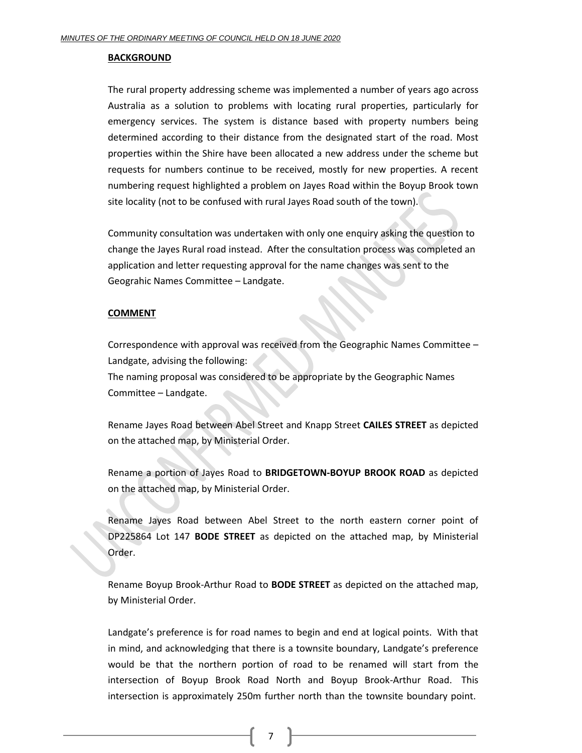## BACKGROUND

The rural property addressing scheme was implemented a number of years ago across Australia as a solution to problems with locating rural properties, particularly for emergency services. The system is distance based with property numbers being determined according to their distance from the designated start of the road. Most properties within the Shire have been allocated a new address under the scheme but requests for numbers continue to be received, mostly for new properties. A recent numbering request highlighted a problem on Jayes Road within the Boyup Brook town site locality (not to be confused with rural Jayes Road south of the town).

Community consultation was undertaken with only one enquiry asking the question to change the Jayes Rural road instead. After the consultation process was completed an application and letter requesting approval for the name changes was sent to the Geograhic Names Committee – Landgate.

## COMMENT

Correspondence with approval was received from the Geographic Names Committee – Landgate, advising the following:
The naming proposal was considered to be appropriate by the Geographic Names Committee – Landgate.

Rename Jayes Road between Abel Street and Knapp Street **CAILES STREET** as depicted on the attached map, by Ministerial Order.

Rename a portion of Jayes Road to **BRIDGETOWN-BOYUP BROOK ROAD** as depicted on the attached map, by Ministerial Order.

Rename Jayes Road between Abel Street to the north eastern corner point of DP225864 Lot 147 **BODE STREET** as depicted on the attached map, by Ministerial Order.

Rename Boyup Brook-Arthur Road to **BODE STREET** as depicted on the attached map, by Ministerial Order.

Landgate's preference is for road names to begin and end at logical points. With that in mind, and acknowledging that there is a townsite boundary, Landgate's preference would be that the northern portion of road to be renamed will start from the intersection of Boyup Brook Road North and Boyup Brook-Arthur Road. This intersection is approximately 250m further north than the townsite boundary point.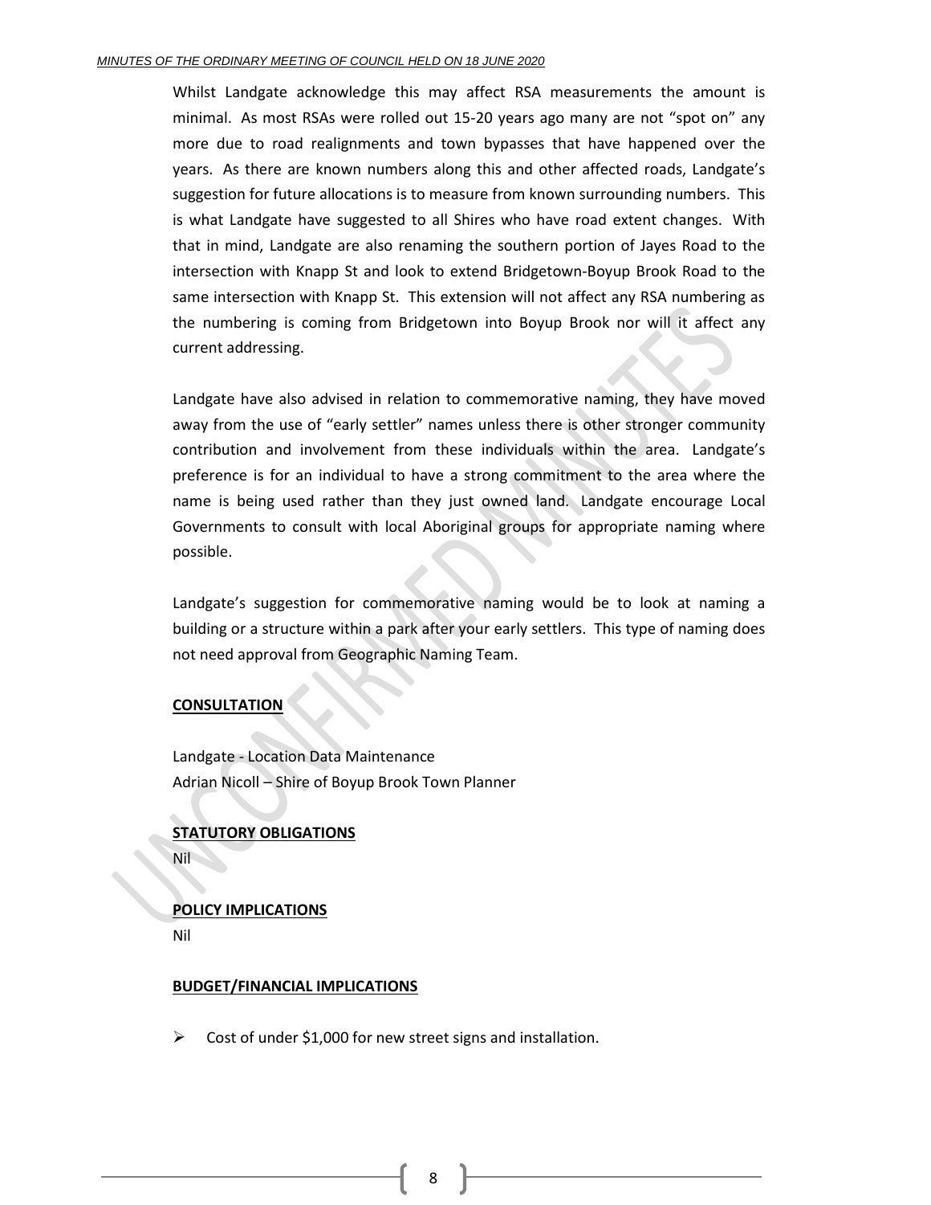Whilst Landgate acknowledge this may affect RSA measurements the amount is minimal. As most RSAs were rolled out 15-20 years ago many are not "spot on" any more due to road realignments and town bypasses that have happened over the years. As there are known numbers along this and other affected roads, Landgate's suggestion for future allocations is to measure from known surrounding numbers. This is what Landgate have suggested to all Shires who have road extent changes. With that in mind, Landgate are also renaming the southern portion of Jayes Road to the intersection with Knapp St and look to extend Bridgetown-Boyup Brook Road to the same intersection with Knapp St. This extension will not affect any RSA numbering as the numbering is coming from Bridgetown into Boyup Brook nor will it affect any current addressing.

Landgate have also advised in relation to commemorative naming, they have moved away from the use of "early settler" names unless there is other stronger community contribution and involvement from these individuals within the area. Landgate's preference is for an individual to have a strong commitment to the area where the name is being used rather than they just owned land. Landgate encourage Local Governments to consult with local Aboriginal groups for appropriate naming where possible.

Landgate's suggestion for commemorative naming would be to look at naming a building or a structure within a park after your early settlers. This type of naming does not need approval from Geographic Naming Team.

**CONSULTATION**

Landgate - Location Data Maintenance
Adrian Nicoll – Shire of Boyup Brook Town Planner

**STATUTORY OBLIGATIONS**

Nil

**POLICY IMPLICATIONS**

Nil

**BUDGET/FINANCIAL IMPLICATIONS**

- Cost of under $1,000 for new street signs and installation.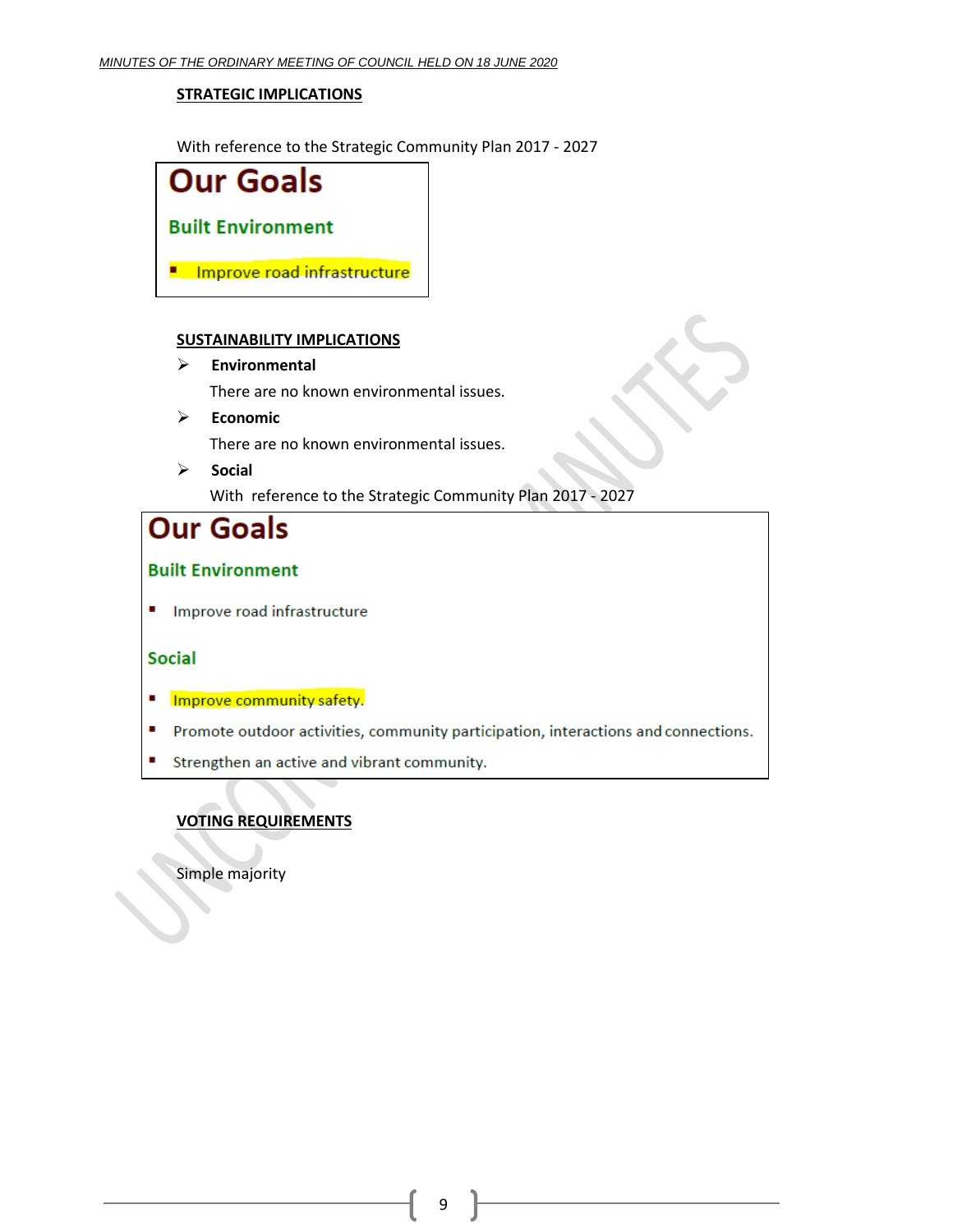**STRATEGIC IMPLICATIONS**

With reference to the Strategic Community Plan 2017 - 2027

## Our Goals

### Built Environment

- Improve road infrastructure

**SUSTAINABILITY IMPLICATIONS**

- **Environmental**

  There are no known environmental issues.

- **Economic**

  There are no known environmental issues.

- **Social**

  With reference to the Strategic Community Plan 2017 - 2027

## Our Goals

### Built Environment

- Improve road infrastructure

### Social

- Improve community safety.
- Promote outdoor activities, community participation, interactions and connections.
- Strengthen an active and vibrant community.

**VOTING REQUIREMENTS**

Simple majority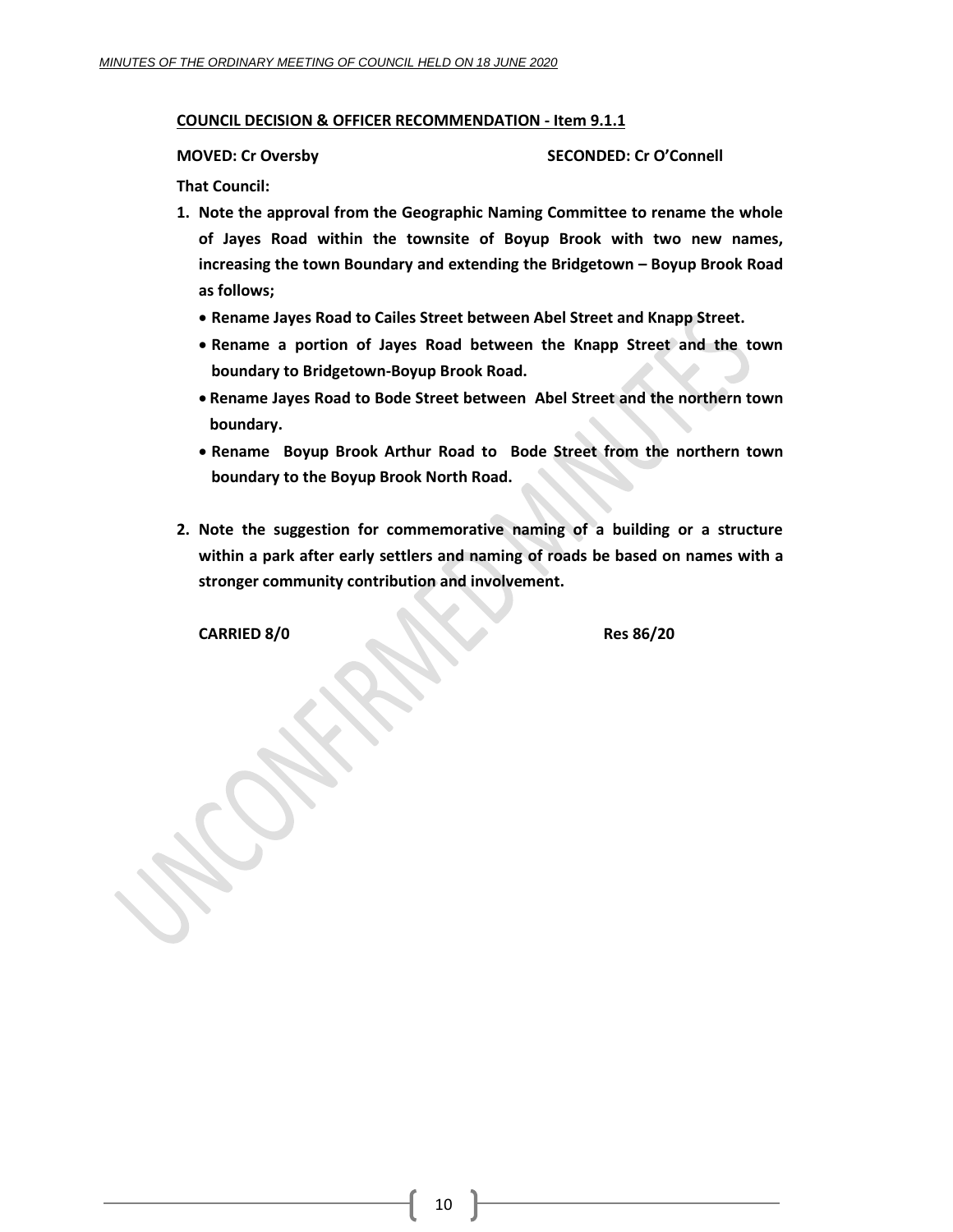**COUNCIL DECISION & OFFICER RECOMMENDATION - Item 9.1.1**

**MOVED: Cr Oversby** **SECONDED: Cr O'Connell**

**That Council:**

1. **Note the approval from the Geographic Naming Committee to rename the whole of Jayes Road within the townsite of Boyup Brook with two new names, increasing the town Boundary and extending the Bridgetown – Boyup Brook Road as follows;**
   - **Rename Jayes Road to Cailes Street between Abel Street and Knapp Street.**
   - **Rename a portion of Jayes Road between the Knapp Street and the town boundary to Bridgetown-Boyup Brook Road.**
   - **Rename Jayes Road to Bode Street between Abel Street and the northern town boundary.**
   - **Rename Boyup Brook Arthur Road to Bode Street from the northern town boundary to the Boyup Brook North Road.**

2. **Note the suggestion for commemorative naming of a building or a structure within a park after early settlers and naming of roads be based on names with a stronger community contribution and involvement.**

**CARRIED 8/0** **Res 86/20**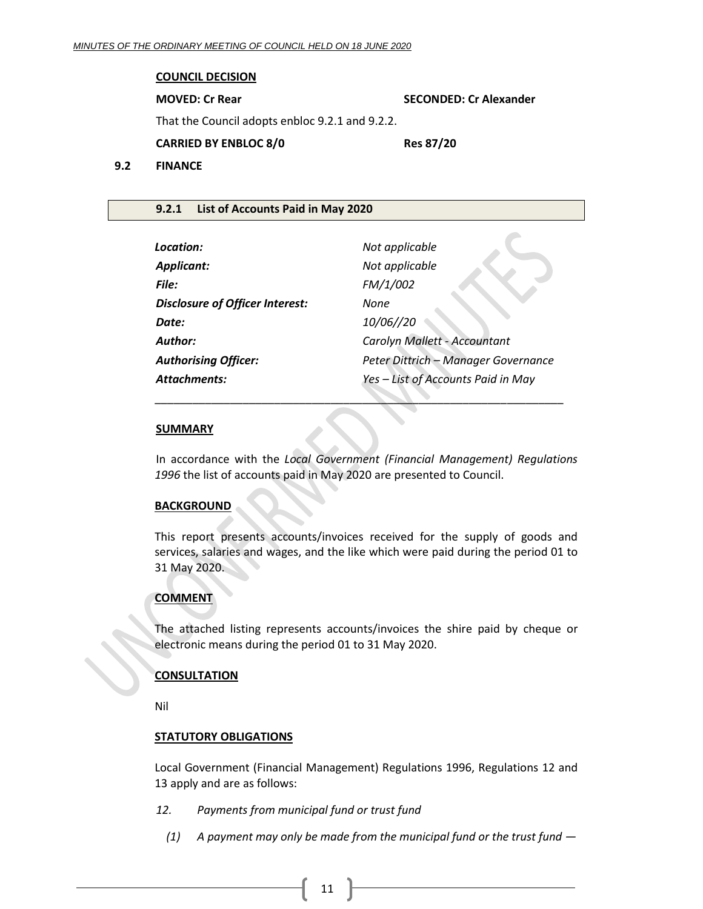**COUNCIL DECISION**

**MOVED: Cr Rear** **SECONDED: Cr Alexander**

That the Council adopts enbloc 9.2.1 and 9.2.2.

**CARRIED BY ENBLOC 8/0** **Res 87/20**

## 9.2 FINANCE

### 9.2.1 List of Accounts Paid in May 2020

| | |
|---|---|
| ***Location:*** | *Not applicable* |
| ***Applicant:*** | *Not applicable* |
| ***File:*** | *FM/1/002* |
| ***Disclosure of Officer Interest:*** | *None* |
| ***Date:*** | *10/06//20* |
| ***Author:*** | *Carolyn Mallett - Accountant* |
| ***Authorising Officer:*** | *Peter Dittrich – Manager Governance* |
| ***Attachments:*** | *Yes – List of Accounts Paid in May* |

**SUMMARY**

In accordance with the *Local Government (Financial Management) Regulations 1996* the list of accounts paid in May 2020 are presented to Council.

**BACKGROUND**

This report presents accounts/invoices received for the supply of goods and services, salaries and wages, and the like which were paid during the period 01 to 31 May 2020.

**COMMENT**

The attached listing represents accounts/invoices the shire paid by cheque or electronic means during the period 01 to 31 May 2020.

**CONSULTATION**

Nil

**STATUTORY OBLIGATIONS**

Local Government (Financial Management) Regulations 1996, Regulations 12 and 13 apply and are as follows:

*12. Payments from municipal fund or trust fund*

*(1) A payment may only be made from the municipal fund or the trust fund —*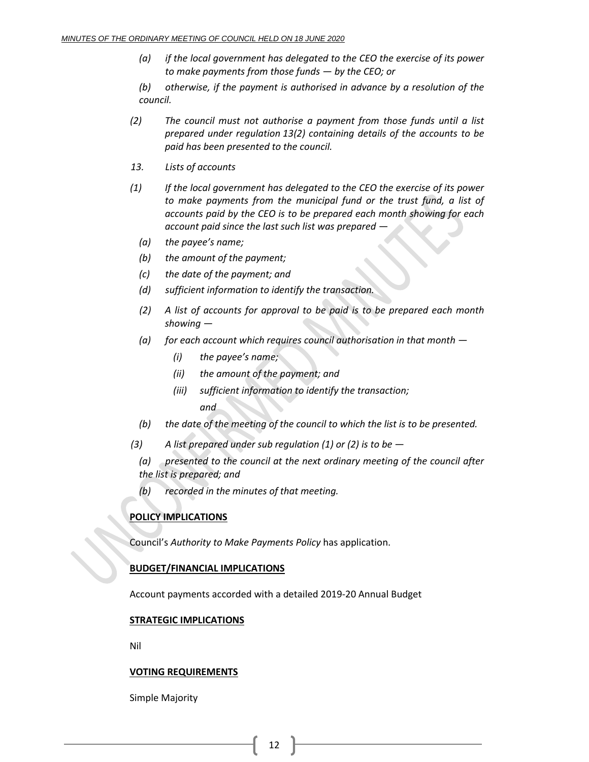*(a) if the local government has delegated to the CEO the exercise of its power to make payments from those funds — by the CEO; or*

*(b) otherwise, if the payment is authorised in advance by a resolution of the council.*

*(2) The council must not authorise a payment from those funds until a list prepared under regulation 13(2) containing details of the accounts to be paid has been presented to the council.*

*13. Lists of accounts*

*(1) If the local government has delegated to the CEO the exercise of its power to make payments from the municipal fund or the trust fund, a list of accounts paid by the CEO is to be prepared each month showing for each account paid since the last such list was prepared —*

*(a) the payee's name;*

*(b) the amount of the payment;*

*(c) the date of the payment; and*

*(d) sufficient information to identify the transaction.*

*(2) A list of accounts for approval to be paid is to be prepared each month showing —*

*(a) for each account which requires council authorisation in that month —*

*(i) the payee's name;*

*(ii) the amount of the payment; and*

*(iii) sufficient information to identify the transaction; and*

*(b) the date of the meeting of the council to which the list is to be presented.*

*(3) A list prepared under sub regulation (1) or (2) is to be —*

*(a) presented to the council at the next ordinary meeting of the council after the list is prepared; and*

*(b) recorded in the minutes of that meeting.*

**POLICY IMPLICATIONS**

Council's *Authority to Make Payments Policy* has application.

**BUDGET/FINANCIAL IMPLICATIONS**

Account payments accorded with a detailed 2019-20 Annual Budget

**STRATEGIC IMPLICATIONS**

Nil

**VOTING REQUIREMENTS**

Simple Majority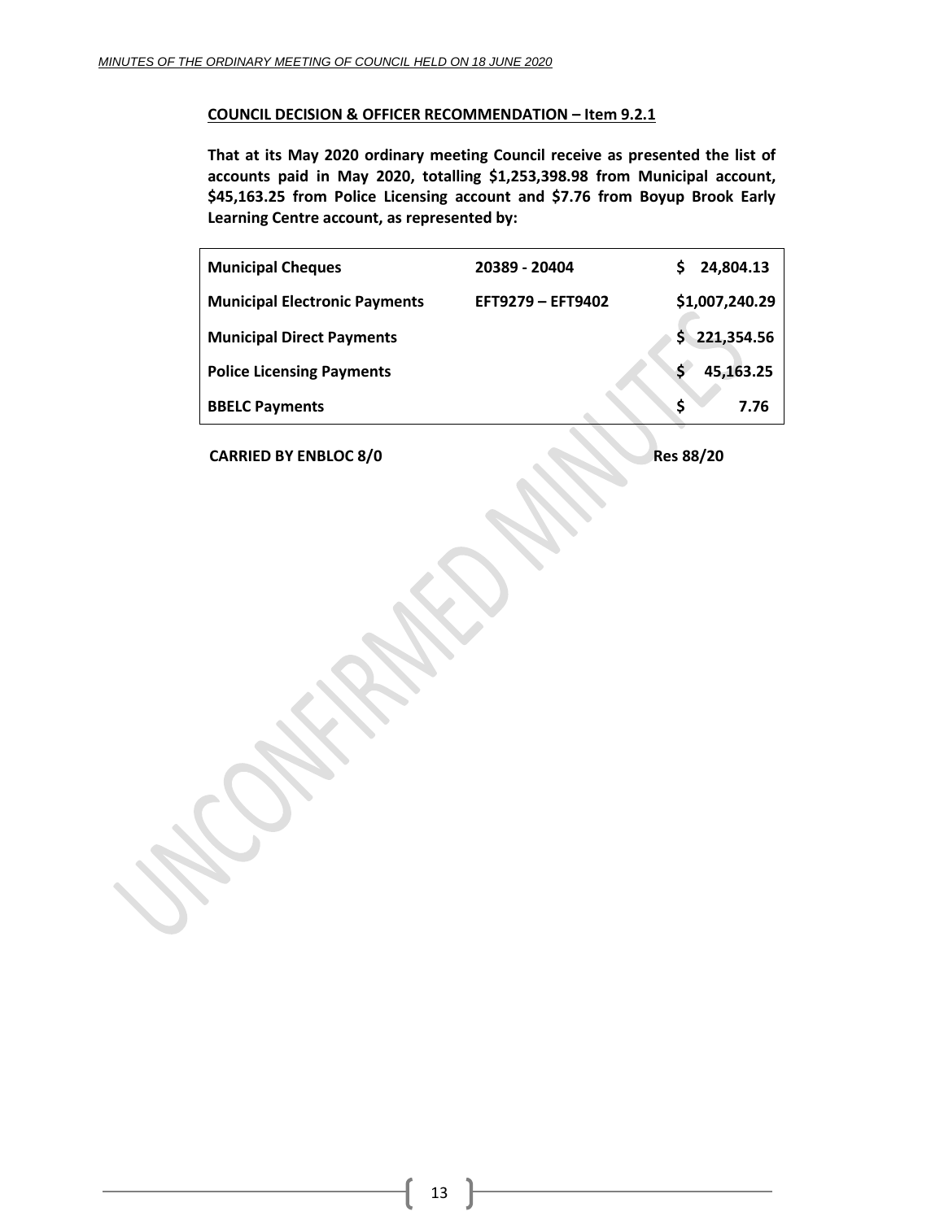**COUNCIL DECISION & OFFICER RECOMMENDATION – Item 9.2.1**

**That at its May 2020 ordinary meeting Council receive as presented the list of accounts paid in May 2020, totalling $1,253,398.98 from Municipal account, $45,163.25 from Police Licensing account and $7.76 from Boyup Brook Early Learning Centre account, as represented by:**

| | | |
|---|---|---|
| **Municipal Cheques** | **20389 - 20404** | **$ 24,804.13** |
| **Municipal Electronic Payments** | **EFT9279 – EFT9402** | **$1,007,240.29** |
| **Municipal Direct Payments** | | **$ 221,354.56** |
| **Police Licensing Payments** | | **$ 45,163.25** |
| **BBELC Payments** | | **$ 7.76** |

**CARRIED BY ENBLOC 8/0** **Res 88/20**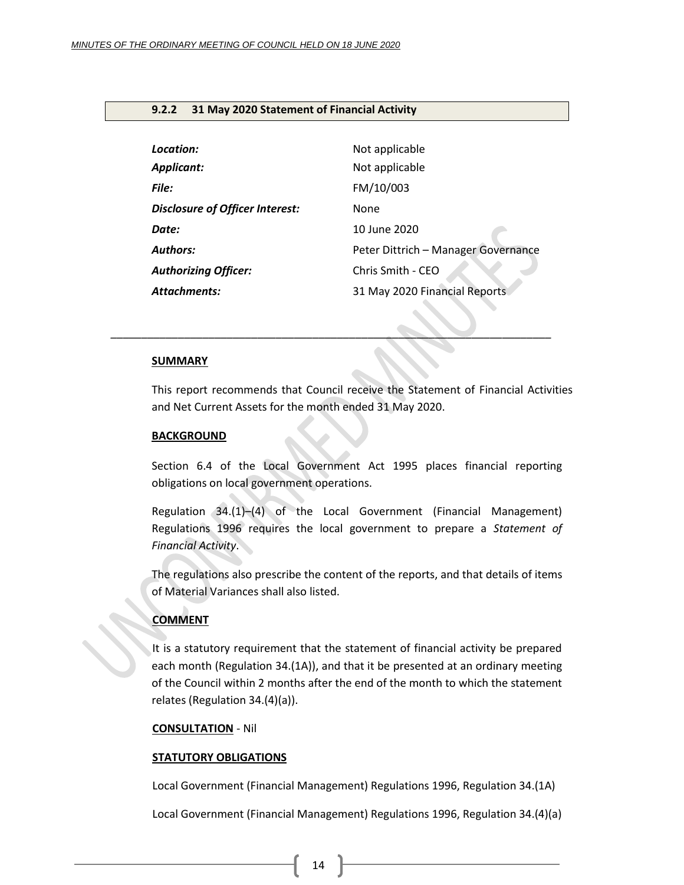### 9.2.2 31 May 2020 Statement of Financial Activity

| | |
|---|---|
| ***Location:*** | Not applicable |
| ***Applicant:*** | Not applicable |
| ***File:*** | FM/10/003 |
| ***Disclosure of Officer Interest:*** | None |
| ***Date:*** | 10 June 2020 |
| ***Authors:*** | Peter Dittrich – Manager Governance |
| ***Authorizing Officer:*** | Chris Smith - CEO |
| ***Attachments:*** | 31 May 2020 Financial Reports |

---

**SUMMARY**

This report recommends that Council receive the Statement of Financial Activities and Net Current Assets for the month ended 31 May 2020.

**BACKGROUND**

Section 6.4 of the Local Government Act 1995 places financial reporting obligations on local government operations.

Regulation 34.(1)–(4) of the Local Government (Financial Management) Regulations 1996 requires the local government to prepare a *Statement of Financial Activity*.

The regulations also prescribe the content of the reports, and that details of items of Material Variances shall also listed.

**COMMENT**

It is a statutory requirement that the statement of financial activity be prepared each month (Regulation 34.(1A)), and that it be presented at an ordinary meeting of the Council within 2 months after the end of the month to which the statement relates (Regulation 34.(4)(a)).

**CONSULTATION** - Nil

**STATUTORY OBLIGATIONS**

Local Government (Financial Management) Regulations 1996, Regulation 34.(1A)

Local Government (Financial Management) Regulations 1996, Regulation 34.(4)(a)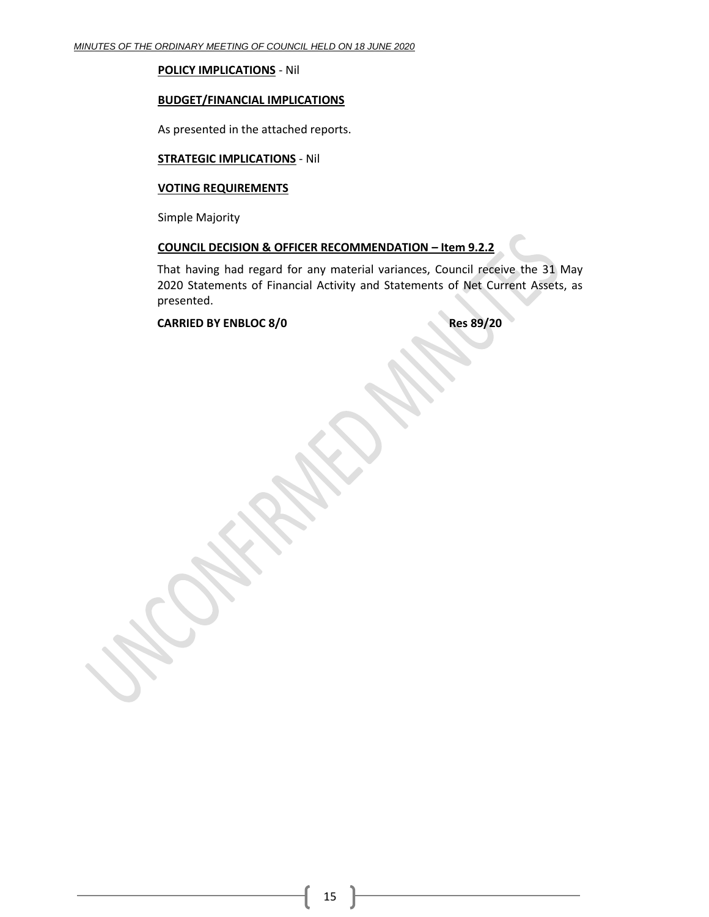**POLICY IMPLICATIONS** - Nil

**BUDGET/FINANCIAL IMPLICATIONS**

As presented in the attached reports.

**STRATEGIC IMPLICATIONS** - Nil

**VOTING REQUIREMENTS**

Simple Majority

**COUNCIL DECISION & OFFICER RECOMMENDATION – Item 9.2.2**

That having had regard for any material variances, Council receive the 31 May 2020 Statements of Financial Activity and Statements of Net Current Assets, as presented.

**CARRIED BY ENBLOC 8/0** **Res 89/20**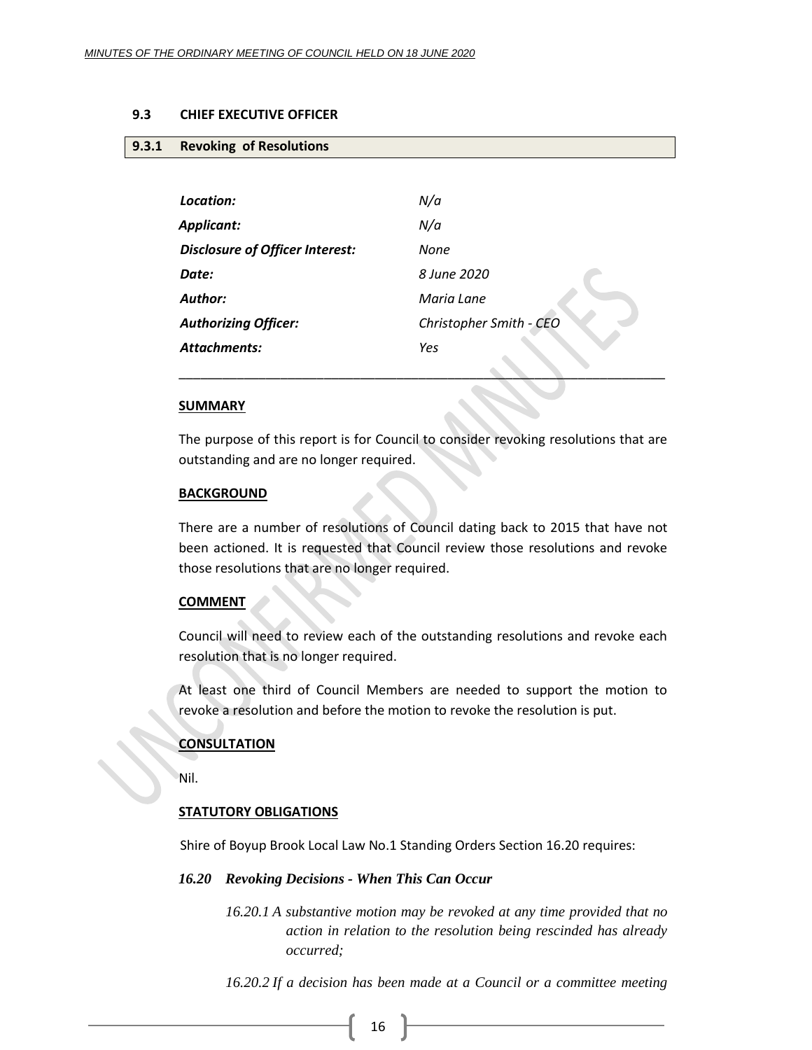### 9.3 CHIEF EXECUTIVE OFFICER

### 9.3.1 Revoking of Resolutions

| | |
|---|---|
| ***Location:*** | *N/a* |
| ***Applicant:*** | *N/a* |
| ***Disclosure of Officer Interest:*** | *None* |
| ***Date:*** | *8 June 2020* |
| ***Author:*** | *Maria Lane* |
| ***Authorizing Officer:*** | *Christopher Smith - CEO* |
| ***Attachments:*** | *Yes* |

---

**SUMMARY**

The purpose of this report is for Council to consider revoking resolutions that are outstanding and are no longer required.

**BACKGROUND**

There are a number of resolutions of Council dating back to 2015 that have not been actioned. It is requested that Council review those resolutions and revoke those resolutions that are no longer required.

**COMMENT**

Council will need to review each of the outstanding resolutions and revoke each resolution that is no longer required.

At least one third of Council Members are needed to support the motion to revoke a resolution and before the motion to revoke the resolution is put.

**CONSULTATION**

Nil.

**STATUTORY OBLIGATIONS**

Shire of Boyup Brook Local Law No.1 Standing Orders Section 16.20 requires:

***16.20 Revoking Decisions - When This Can Occur***

*16.20.1 A substantive motion may be revoked at any time provided that no action in relation to the resolution being rescinded has already occurred;*

*16.20.2 If a decision has been made at a Council or a committee meeting*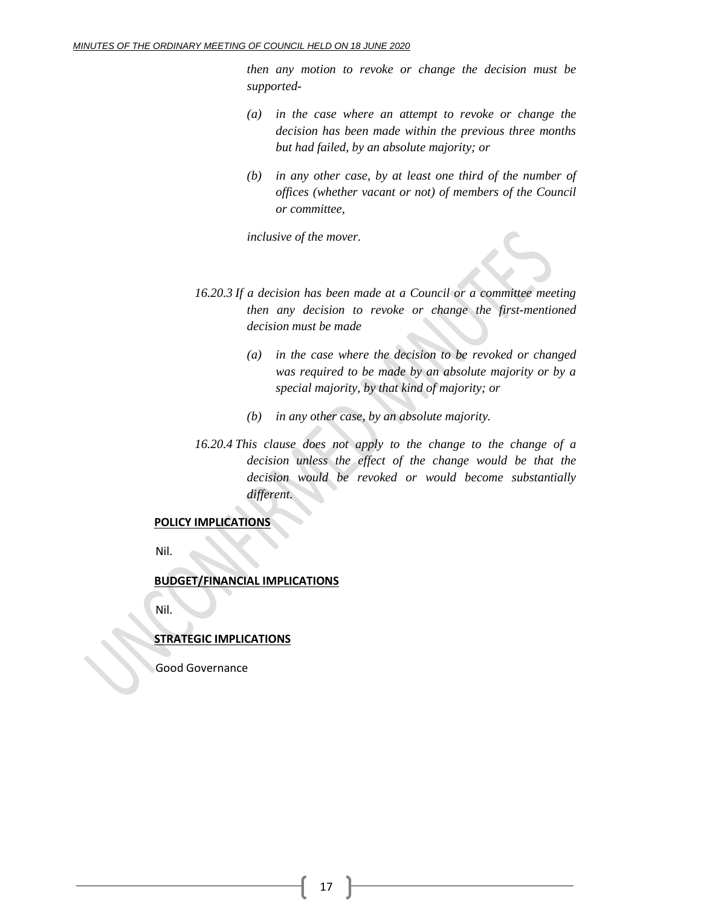*then any motion to revoke or change the decision must be supported-*

*(a) in the case where an attempt to revoke or change the decision has been made within the previous three months but had failed, by an absolute majority; or*

*(b) in any other case, by at least one third of the number of offices (whether vacant or not) of members of the Council or committee,*

*inclusive of the mover.*

*16.20.3 If a decision has been made at a Council or a committee meeting then any decision to revoke or change the first-mentioned decision must be made*

*(a) in the case where the decision to be revoked or changed was required to be made by an absolute majority or by a special majority, by that kind of majority; or*

*(b) in any other case, by an absolute majority.*

*16.20.4 This clause does not apply to the change to the change of a decision unless the effect of the change would be that the decision would be revoked or would become substantially different.*

**POLICY IMPLICATIONS**

Nil.

**BUDGET/FINANCIAL IMPLICATIONS**

Nil.

**STRATEGIC IMPLICATIONS**

Good Governance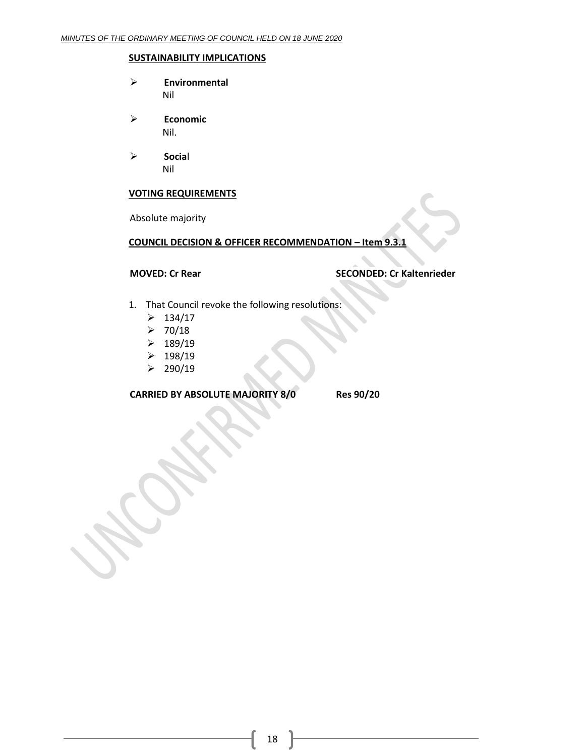**SUSTAINABILITY IMPLICATIONS**

- **Environmental**
  Nil

- **Economic**
  Nil.

- **Social**
  Nil

**VOTING REQUIREMENTS**

Absolute majority

**COUNCIL DECISION & OFFICER RECOMMENDATION – Item 9.3.1**

**MOVED: Cr Rear** **SECONDED: Cr Kaltenrieder**

1. That Council revoke the following resolutions:
   - 134/17
   - 70/18
   - 189/19
   - 198/19
   - 290/19

**CARRIED BY ABSOLUTE MAJORITY 8/0** **Res 90/20**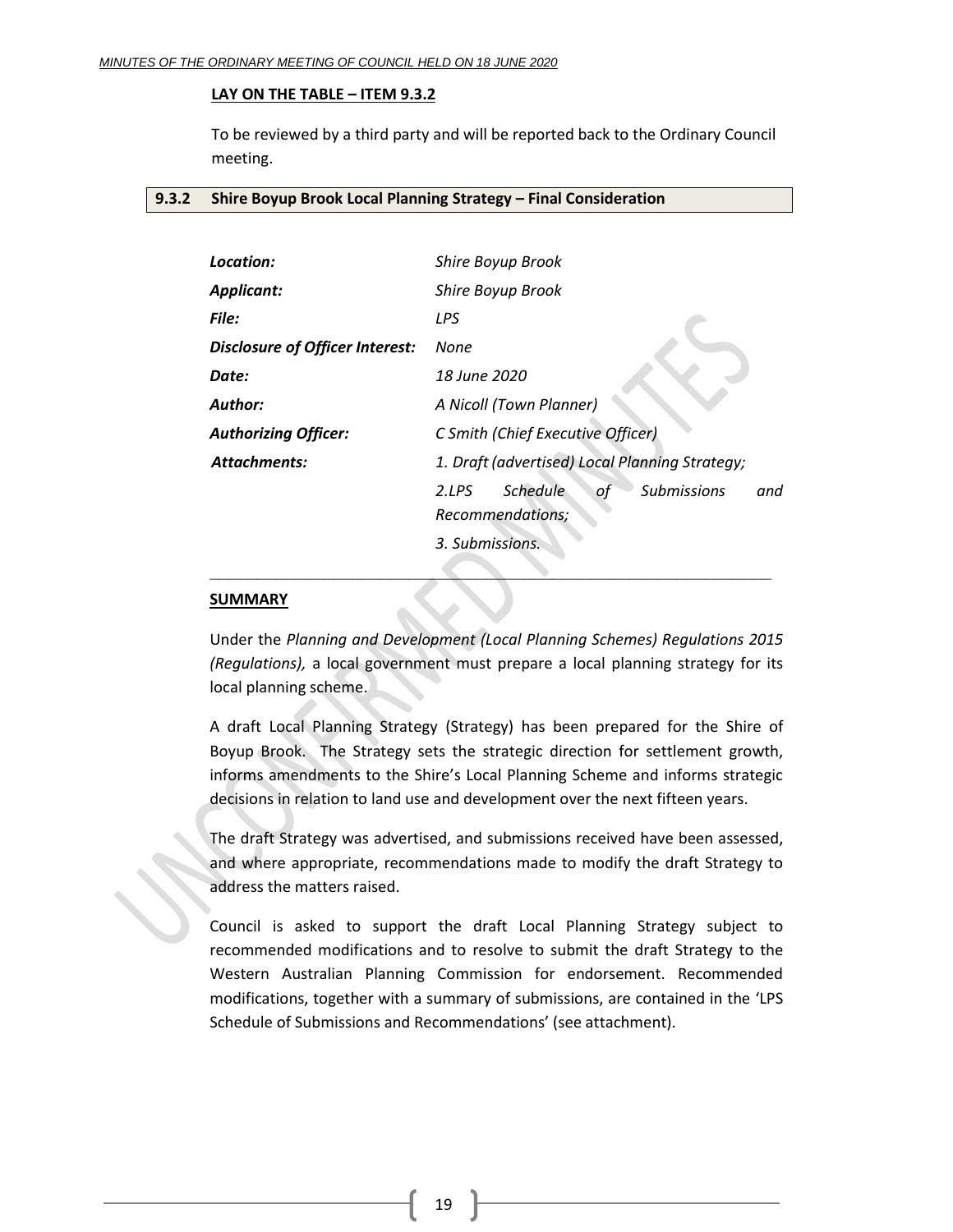**LAY ON THE TABLE – ITEM 9.3.2**

To be reviewed by a third party and will be reported back to the Ordinary Council meeting.

## 9.3.2 Shire Boyup Brook Local Planning Strategy – Final Consideration

| | |
|---|---|
| ***Location:*** | *Shire Boyup Brook* |
| ***Applicant:*** | *Shire Boyup Brook* |
| ***File:*** | *LPS* |
| ***Disclosure of Officer Interest:*** | *None* |
| ***Date:*** | *18 June 2020* |
| ***Author:*** | *A Nicoll (Town Planner)* |
| ***Authorizing Officer:*** | *C Smith (Chief Executive Officer)* |
| ***Attachments:*** | *1. Draft (advertised) Local Planning Strategy;* |
| | *2.LPS Schedule of Submissions and Recommendations;* |
| | *3. Submissions.* |

**SUMMARY**

Under the *Planning and Development (Local Planning Schemes) Regulations 2015 (Regulations),* a local government must prepare a local planning strategy for its local planning scheme.

A draft Local Planning Strategy (Strategy) has been prepared for the Shire of Boyup Brook. The Strategy sets the strategic direction for settlement growth, informs amendments to the Shire's Local Planning Scheme and informs strategic decisions in relation to land use and development over the next fifteen years.

The draft Strategy was advertised, and submissions received have been assessed, and where appropriate, recommendations made to modify the draft Strategy to address the matters raised.

Council is asked to support the draft Local Planning Strategy subject to recommended modifications and to resolve to submit the draft Strategy to the Western Australian Planning Commission for endorsement. Recommended modifications, together with a summary of submissions, are contained in the 'LPS Schedule of Submissions and Recommendations' (see attachment).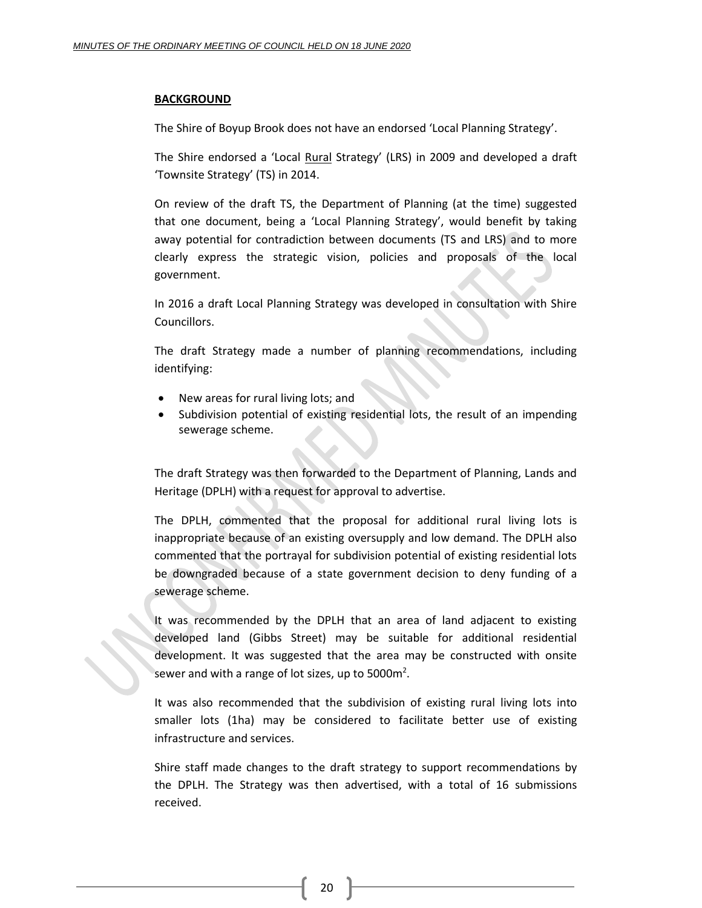## BACKGROUND

The Shire of Boyup Brook does not have an endorsed 'Local Planning Strategy'.

The Shire endorsed a 'Local Rural Strategy' (LRS) in 2009 and developed a draft 'Townsite Strategy' (TS) in 2014.

On review of the draft TS, the Department of Planning (at the time) suggested that one document, being a 'Local Planning Strategy', would benefit by taking away potential for contradiction between documents (TS and LRS) and to more clearly express the strategic vision, policies and proposals of the local government.

In 2016 a draft Local Planning Strategy was developed in consultation with Shire Councillors.

The draft Strategy made a number of planning recommendations, including identifying:

- New areas for rural living lots; and
- Subdivision potential of existing residential lots, the result of an impending sewerage scheme.

The draft Strategy was then forwarded to the Department of Planning, Lands and Heritage (DPLH) with a request for approval to advertise.

The DPLH, commented that the proposal for additional rural living lots is inappropriate because of an existing oversupply and low demand. The DPLH also commented that the portrayal for subdivision potential of existing residential lots be downgraded because of a state government decision to deny funding of a sewerage scheme.

It was recommended by the DPLH that an area of land adjacent to existing developed land (Gibbs Street) may be suitable for additional residential development. It was suggested that the area may be constructed with onsite sewer and with a range of lot sizes, up to 5000m$^2$.

It was also recommended that the subdivision of existing rural living lots into smaller lots (1ha) may be considered to facilitate better use of existing infrastructure and services.

Shire staff made changes to the draft strategy to support recommendations by the DPLH. The Strategy was then advertised, with a total of 16 submissions received.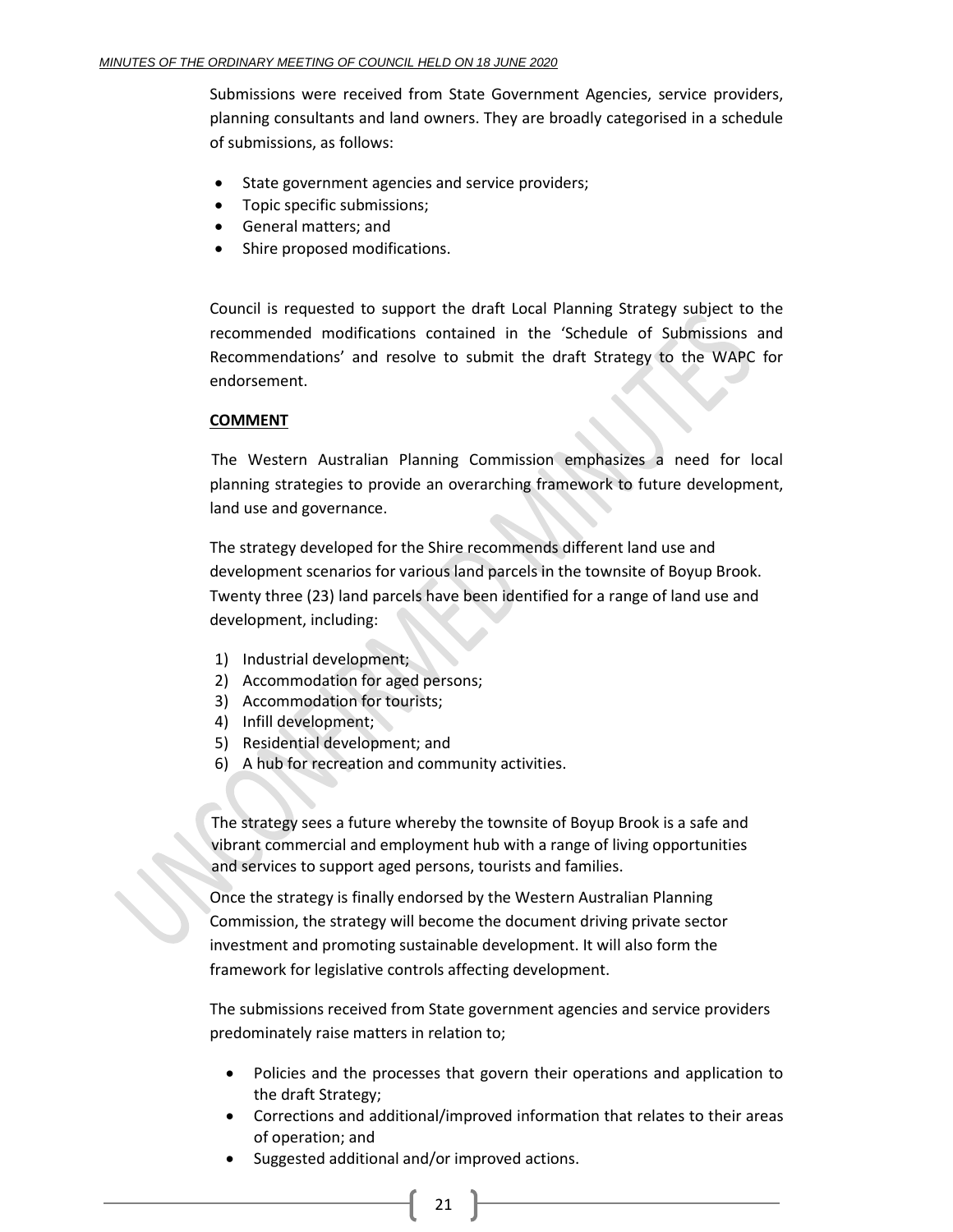Submissions were received from State Government Agencies, service providers, planning consultants and land owners. They are broadly categorised in a schedule of submissions, as follows:

- State government agencies and service providers;
- Topic specific submissions;
- General matters; and
- Shire proposed modifications.

Council is requested to support the draft Local Planning Strategy subject to the recommended modifications contained in the 'Schedule of Submissions and Recommendations' and resolve to submit the draft Strategy to the WAPC for endorsement.

**COMMENT**

The Western Australian Planning Commission emphasizes a need for local planning strategies to provide an overarching framework to future development, land use and governance.

The strategy developed for the Shire recommends different land use and development scenarios for various land parcels in the townsite of Boyup Brook. Twenty three (23) land parcels have been identified for a range of land use and development, including:

1) Industrial development;
2) Accommodation for aged persons;
3) Accommodation for tourists;
4) Infill development;
5) Residential development; and
6) A hub for recreation and community activities.

The strategy sees a future whereby the townsite of Boyup Brook is a safe and vibrant commercial and employment hub with a range of living opportunities and services to support aged persons, tourists and families.

Once the strategy is finally endorsed by the Western Australian Planning Commission, the strategy will become the document driving private sector investment and promoting sustainable development. It will also form the framework for legislative controls affecting development.

The submissions received from State government agencies and service providers predominately raise matters in relation to;

- Policies and the processes that govern their operations and application to the draft Strategy;
- Corrections and additional/improved information that relates to their areas of operation; and
- Suggested additional and/or improved actions.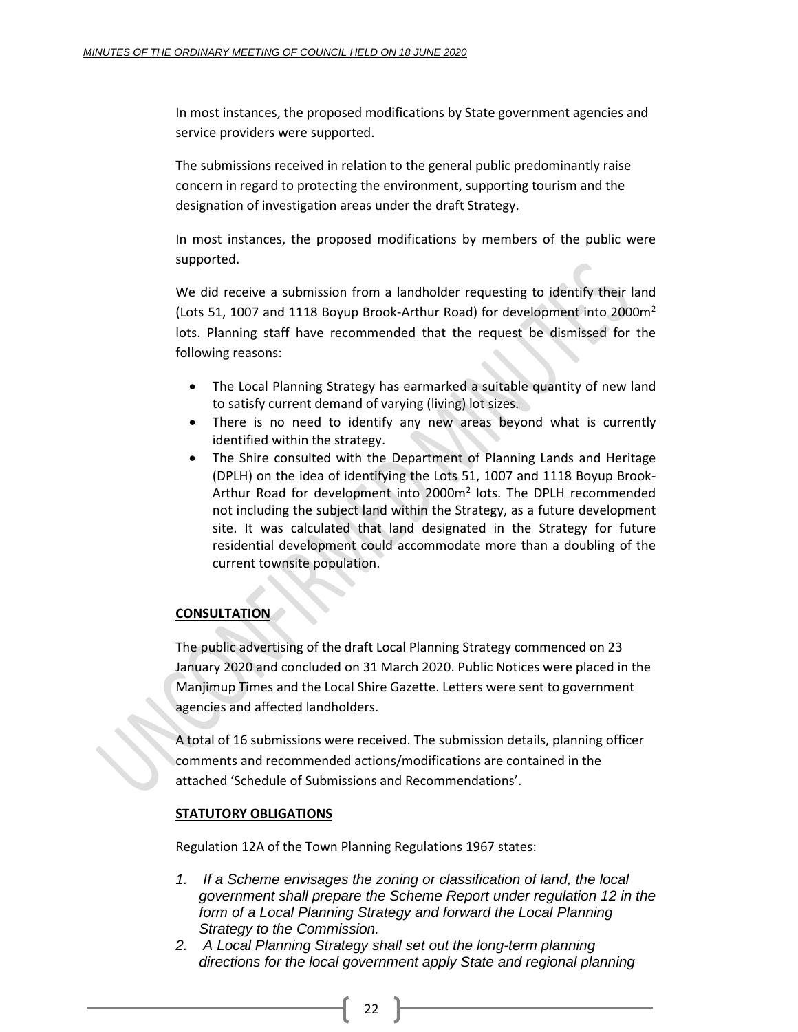In most instances, the proposed modifications by State government agencies and service providers were supported.

The submissions received in relation to the general public predominantly raise concern in regard to protecting the environment, supporting tourism and the designation of investigation areas under the draft Strategy.

In most instances, the proposed modifications by members of the public were supported.

We did receive a submission from a landholder requesting to identify their land (Lots 51, 1007 and 1118 Boyup Brook-Arthur Road) for development into 2000m$^2$ lots. Planning staff have recommended that the request be dismissed for the following reasons:

- The Local Planning Strategy has earmarked a suitable quantity of new land to satisfy current demand of varying (living) lot sizes.
- There is no need to identify any new areas beyond what is currently identified within the strategy.
- The Shire consulted with the Department of Planning Lands and Heritage (DPLH) on the idea of identifying the Lots 51, 1007 and 1118 Boyup Brook-Arthur Road for development into 2000m$^2$ lots. The DPLH recommended not including the subject land within the Strategy, as a future development site. It was calculated that land designated in the Strategy for future residential development could accommodate more than a doubling of the current townsite population.

**CONSULTATION**

The public advertising of the draft Local Planning Strategy commenced on 23 January 2020 and concluded on 31 March 2020. Public Notices were placed in the Manjimup Times and the Local Shire Gazette. Letters were sent to government agencies and affected landholders.

A total of 16 submissions were received. The submission details, planning officer comments and recommended actions/modifications are contained in the attached 'Schedule of Submissions and Recommendations'.

**STATUTORY OBLIGATIONS**

Regulation 12A of the Town Planning Regulations 1967 states:

1. *If a Scheme envisages the zoning or classification of land, the local government shall prepare the Scheme Report under regulation 12 in the form of a Local Planning Strategy and forward the Local Planning Strategy to the Commission.*
2. *A Local Planning Strategy shall set out the long-term planning directions for the local government apply State and regional planning*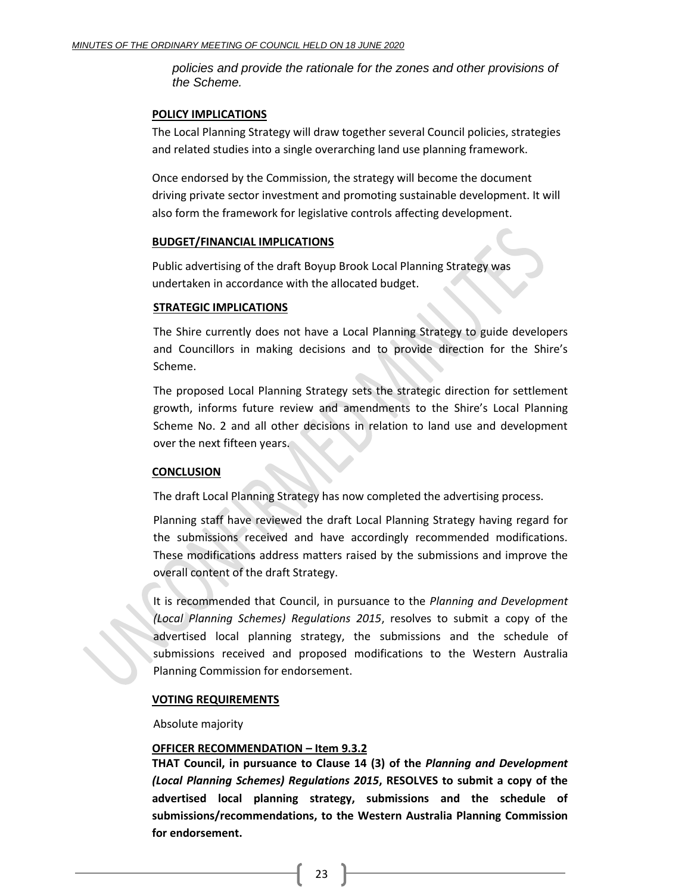*policies and provide the rationale for the zones and other provisions of the Scheme.*

**POLICY IMPLICATIONS**

The Local Planning Strategy will draw together several Council policies, strategies and related studies into a single overarching land use planning framework.

Once endorsed by the Commission, the strategy will become the document driving private sector investment and promoting sustainable development. It will also form the framework for legislative controls affecting development.

**BUDGET/FINANCIAL IMPLICATIONS**

Public advertising of the draft Boyup Brook Local Planning Strategy was undertaken in accordance with the allocated budget.

**STRATEGIC IMPLICATIONS**

The Shire currently does not have a Local Planning Strategy to guide developers and Councillors in making decisions and to provide direction for the Shire's Scheme.

The proposed Local Planning Strategy sets the strategic direction for settlement growth, informs future review and amendments to the Shire's Local Planning Scheme No. 2 and all other decisions in relation to land use and development over the next fifteen years.

**CONCLUSION**

The draft Local Planning Strategy has now completed the advertising process.

Planning staff have reviewed the draft Local Planning Strategy having regard for the submissions received and have accordingly recommended modifications. These modifications address matters raised by the submissions and improve the overall content of the draft Strategy.

It is recommended that Council, in pursuance to the *Planning and Development (Local Planning Schemes) Regulations 2015*, resolves to submit a copy of the advertised local planning strategy, the submissions and the schedule of submissions received and proposed modifications to the Western Australia Planning Commission for endorsement.

**VOTING REQUIREMENTS**

Absolute majority

**OFFICER RECOMMENDATION – Item 9.3.2**

**THAT Council, in pursuance to Clause 14 (3) of the *Planning and Development (Local Planning Schemes) Regulations 2015*, RESOLVES to submit a copy of the advertised local planning strategy, submissions and the schedule of submissions/recommendations, to the Western Australia Planning Commission for endorsement.**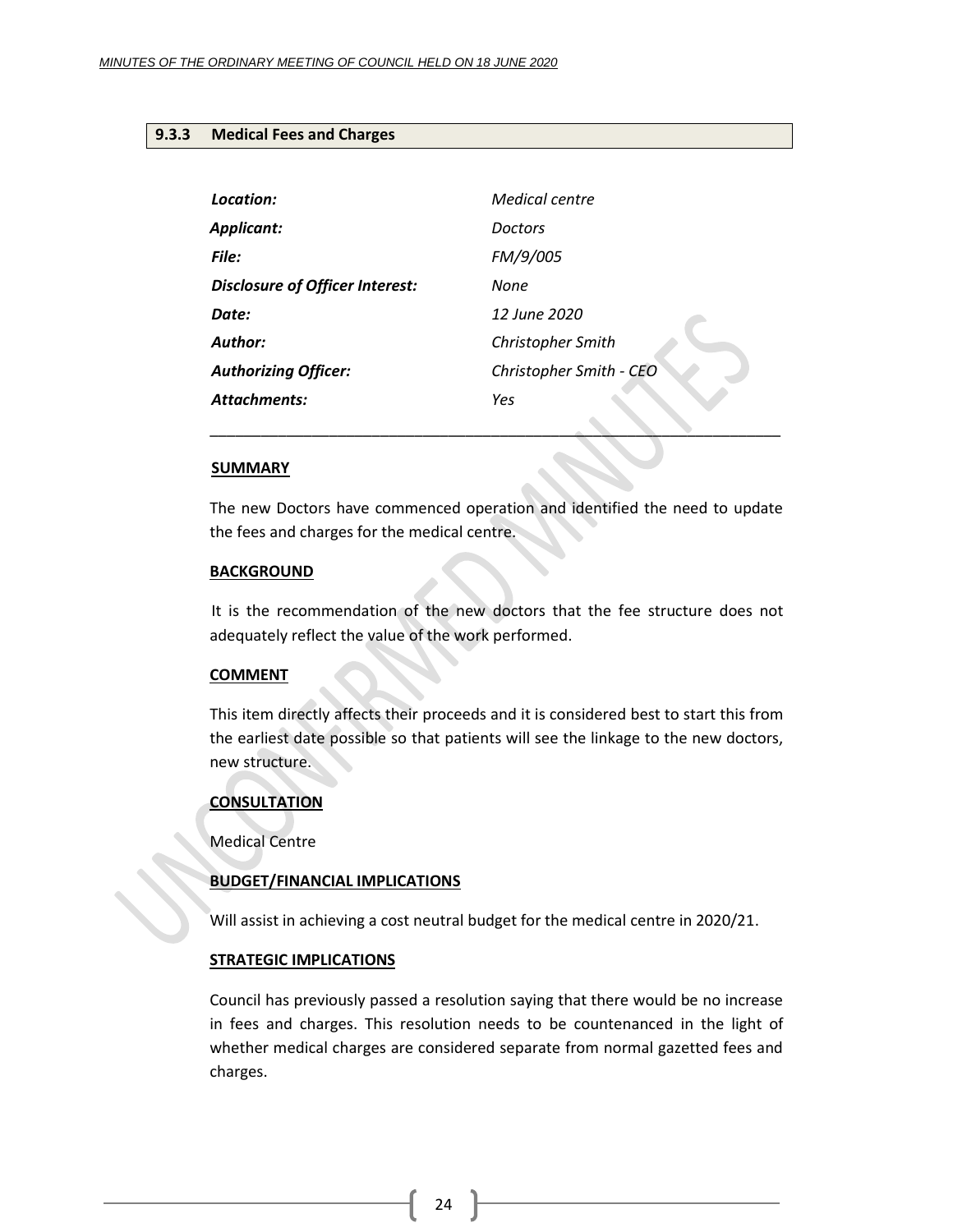### 9.3.3 Medical Fees and Charges

| | |
|---|---|
| ***Location:*** | *Medical centre* |
| ***Applicant:*** | *Doctors* |
| ***File:*** | *FM/9/005* |
| ***Disclosure of Officer Interest:*** | *None* |
| ***Date:*** | *12 June 2020* |
| ***Author:*** | *Christopher Smith* |
| ***Authorizing Officer:*** | *Christopher Smith - CEO* |
| ***Attachments:*** | *Yes* |

---

**SUMMARY**

The new Doctors have commenced operation and identified the need to update the fees and charges for the medical centre.

**BACKGROUND**

It is the recommendation of the new doctors that the fee structure does not adequately reflect the value of the work performed.

**COMMENT**

This item directly affects their proceeds and it is considered best to start this from the earliest date possible so that patients will see the linkage to the new doctors, new structure.

**CONSULTATION**

Medical Centre

**BUDGET/FINANCIAL IMPLICATIONS**

Will assist in achieving a cost neutral budget for the medical centre in 2020/21.

**STRATEGIC IMPLICATIONS**

Council has previously passed a resolution saying that there would be no increase in fees and charges. This resolution needs to be countenanced in the light of whether medical charges are considered separate from normal gazetted fees and charges.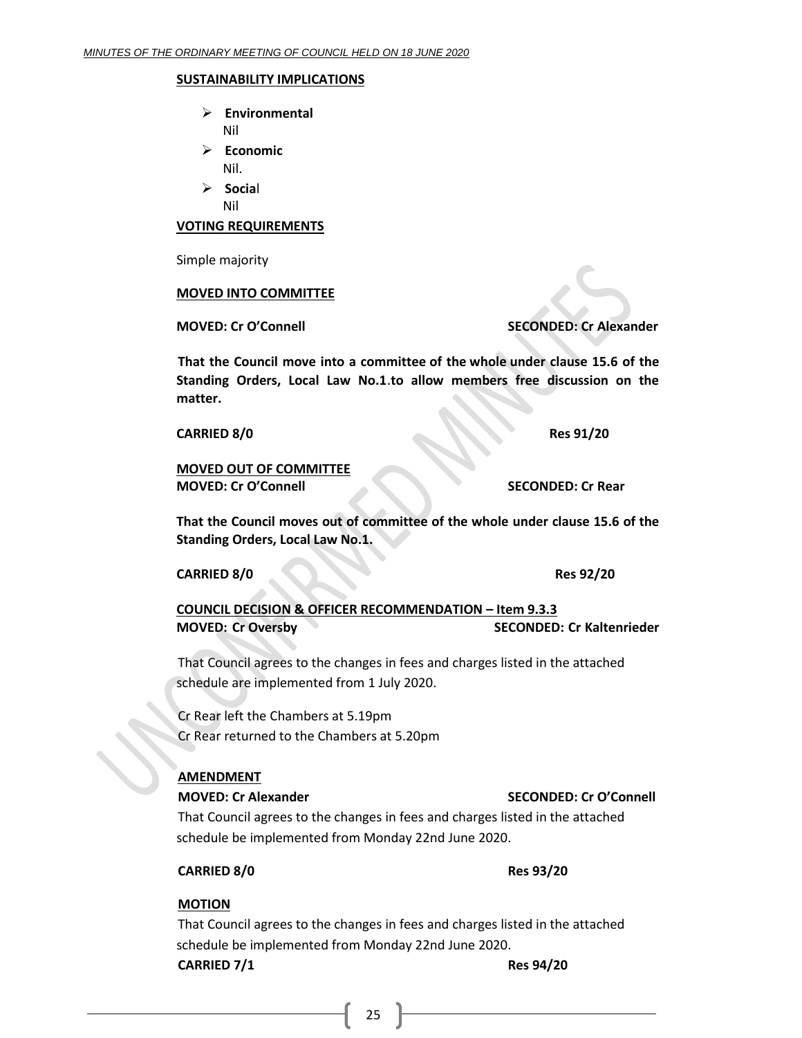**SUSTAINABILITY IMPLICATIONS**

- **Environmental**
  Nil
- **Economic**
  Nil.
- **Social**
  Nil

**VOTING REQUIREMENTS**

Simple majority

**MOVED INTO COMMITTEE**

**MOVED: Cr O'Connell** **SECONDED: Cr Alexander**

**That the Council move into a committee of the whole under clause 15.6 of the Standing Orders, Local Law No.1.to allow members free discussion on the matter.**

**CARRIED 8/0** **Res 91/20**

**MOVED OUT OF COMMITTEE**
**MOVED: Cr O'Connell** **SECONDED: Cr Rear**

**That the Council moves out of committee of the whole under clause 15.6 of the Standing Orders, Local Law No.1.**

**CARRIED 8/0** **Res 92/20**

**COUNCIL DECISION & OFFICER RECOMMENDATION – Item 9.3.3**
**MOVED: Cr Oversby** **SECONDED: Cr Kaltenrieder**

That Council agrees to the changes in fees and charges listed in the attached schedule are implemented from 1 July 2020.

Cr Rear left the Chambers at 5.19pm
Cr Rear returned to the Chambers at 5.20pm

**AMENDMENT**
**MOVED: Cr Alexander** **SECONDED: Cr O'Connell**
That Council agrees to the changes in fees and charges listed in the attached schedule be implemented from Monday 22nd June 2020.

**CARRIED 8/0** **Res 93/20**

**MOTION**
That Council agrees to the changes in fees and charges listed in the attached schedule be implemented from Monday 22nd June 2020.
**CARRIED 7/1** **Res 94/20**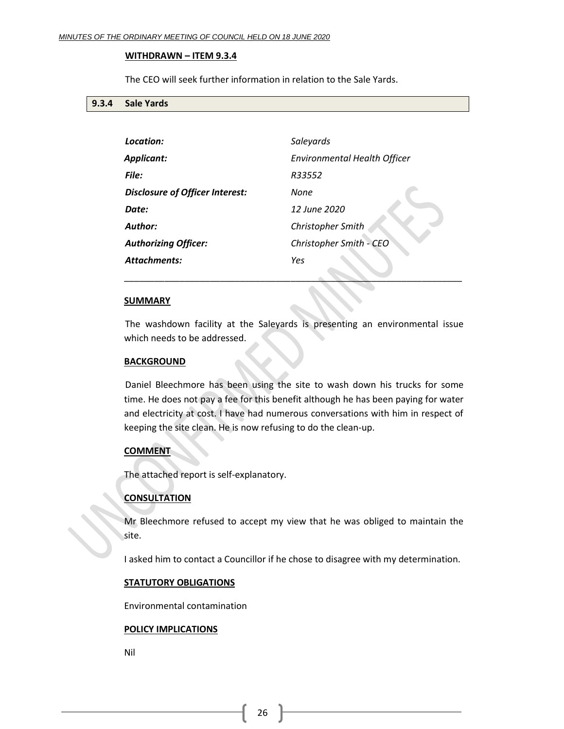**WITHDRAWN – ITEM 9.3.4**

The CEO will seek further information in relation to the Sale Yards.

### 9.3.4 Sale Yards

| | |
|---|---|
| ***Location:*** | *Saleyards* |
| ***Applicant:*** | *Environmental Health Officer* |
| ***File:*** | *R33552* |
| ***Disclosure of Officer Interest:*** | *None* |
| ***Date:*** | *12 June 2020* |
| ***Author:*** | *Christopher Smith* |
| ***Authorizing Officer:*** | *Christopher Smith - CEO* |
| ***Attachments:*** | *Yes* |

---

**SUMMARY**

The washdown facility at the Saleyards is presenting an environmental issue which needs to be addressed.

**BACKGROUND**

Daniel Bleechmore has been using the site to wash down his trucks for some time. He does not pay a fee for this benefit although he has been paying for water and electricity at cost. I have had numerous conversations with him in respect of keeping the site clean. He is now refusing to do the clean-up.

**COMMENT**

The attached report is self-explanatory.

**CONSULTATION**

Mr Bleechmore refused to accept my view that he was obliged to maintain the site.

I asked him to contact a Councillor if he chose to disagree with my determination.

**STATUTORY OBLIGATIONS**

Environmental contamination

**POLICY IMPLICATIONS**

Nil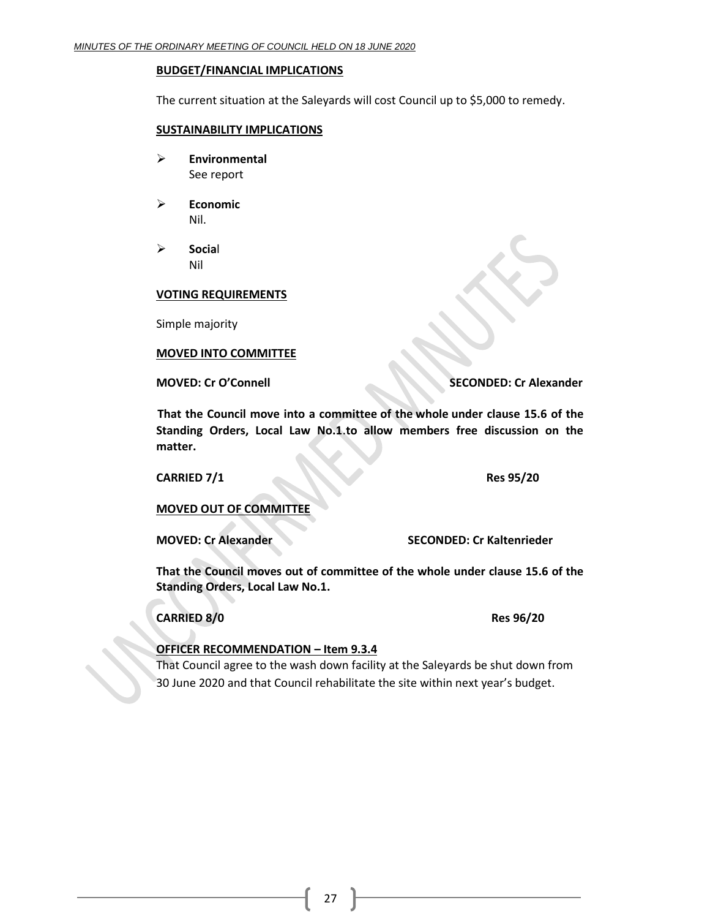**BUDGET/FINANCIAL IMPLICATIONS**

The current situation at the Saleyards will cost Council up to $5,000 to remedy.

**SUSTAINABILITY IMPLICATIONS**

- **Environmental**
  See report
- **Economic**
  Nil.
- **Social**
  Nil

**VOTING REQUIREMENTS**

Simple majority

**MOVED INTO COMMITTEE**

**MOVED: Cr O'Connell SECONDED: Cr Alexander**

**That the Council move into a committee of the whole under clause 15.6 of the Standing Orders, Local Law No.1.to allow members free discussion on the matter.**

**CARRIED 7/1 Res 95/20**

**MOVED OUT OF COMMITTEE**

**MOVED: Cr Alexander SECONDED: Cr Kaltenrieder**

**That the Council moves out of committee of the whole under clause 15.6 of the Standing Orders, Local Law No.1.**

**CARRIED 8/0 Res 96/20**

**OFFICER RECOMMENDATION – Item 9.3.4**

That Council agree to the wash down facility at the Saleyards be shut down from 30 June 2020 and that Council rehabilitate the site within next year's budget.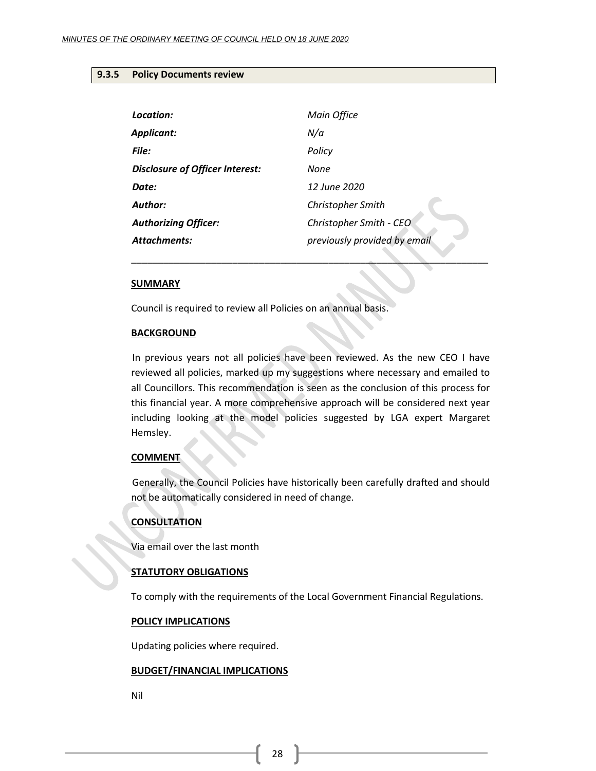### 9.3.5 Policy Documents review

| | |
|---|---|
| *Location:* | *Main Office* |
| *Applicant:* | *N/a* |
| *File:* | *Policy* |
| *Disclosure of Officer Interest:* | *None* |
| *Date:* | *12 June 2020* |
| *Author:* | *Christopher Smith* |
| *Authorizing Officer:* | *Christopher Smith - CEO* |
| *Attachments:* | *previously provided by email* |

---

**SUMMARY**

Council is required to review all Policies on an annual basis.

**BACKGROUND**

In previous years not all policies have been reviewed. As the new CEO I have reviewed all policies, marked up my suggestions where necessary and emailed to all Councillors. This recommendation is seen as the conclusion of this process for this financial year. A more comprehensive approach will be considered next year including looking at the model policies suggested by LGA expert Margaret Hemsley.

**COMMENT**

Generally, the Council Policies have historically been carefully drafted and should not be automatically considered in need of change.

**CONSULTATION**

Via email over the last month

**STATUTORY OBLIGATIONS**

To comply with the requirements of the Local Government Financial Regulations.

**POLICY IMPLICATIONS**

Updating policies where required.

**BUDGET/FINANCIAL IMPLICATIONS**

Nil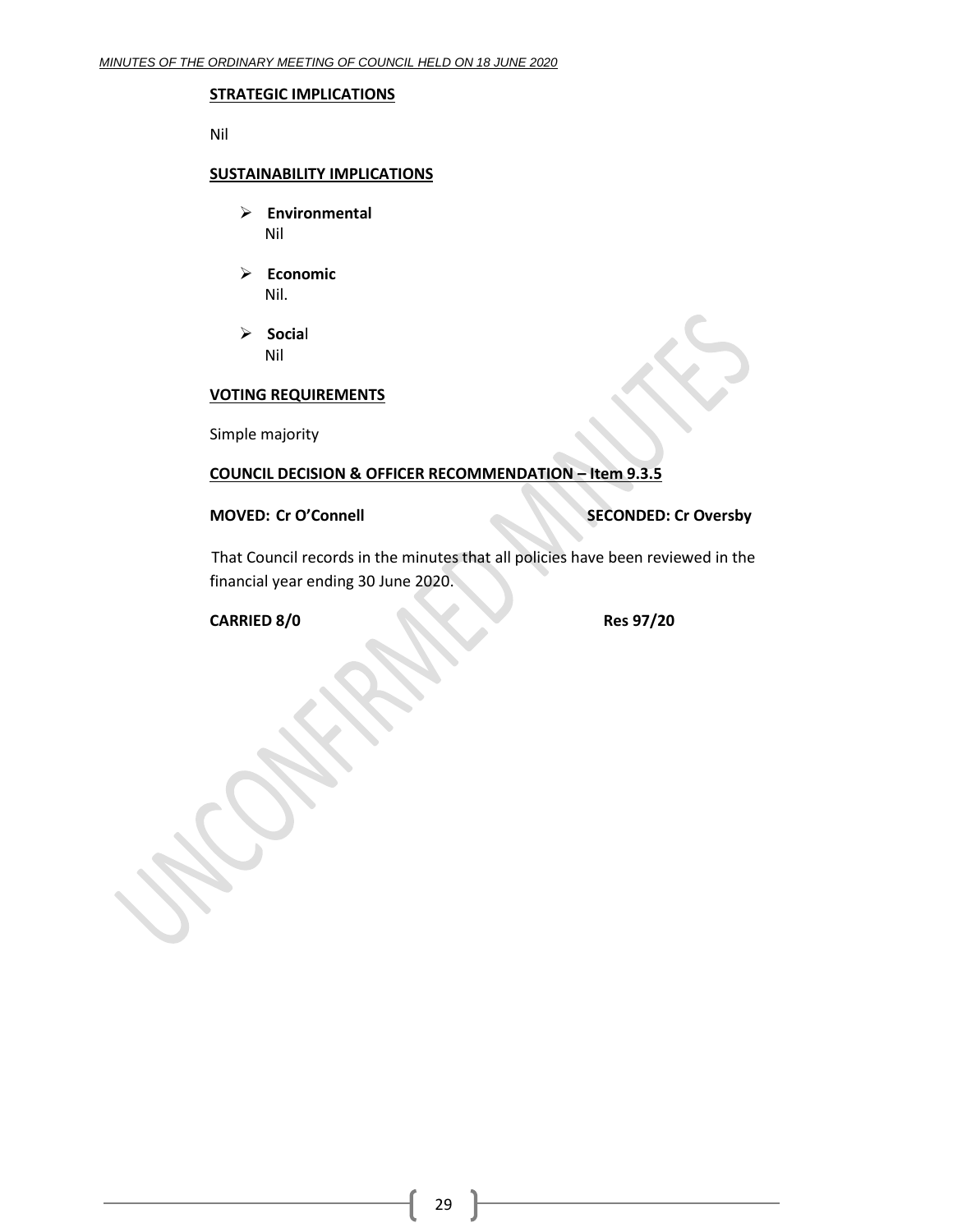**STRATEGIC IMPLICATIONS**

Nil

**SUSTAINABILITY IMPLICATIONS**

- **Environmental**
  Nil

- **Economic**
  Nil.

- **Social**
  Nil

**VOTING REQUIREMENTS**

Simple majority

**COUNCIL DECISION & OFFICER RECOMMENDATION – Item 9.3.5**

**MOVED: Cr O'Connell** **SECONDED: Cr Oversby**

That Council records in the minutes that all policies have been reviewed in the financial year ending 30 June 2020.

**CARRIED 8/0** **Res 97/20**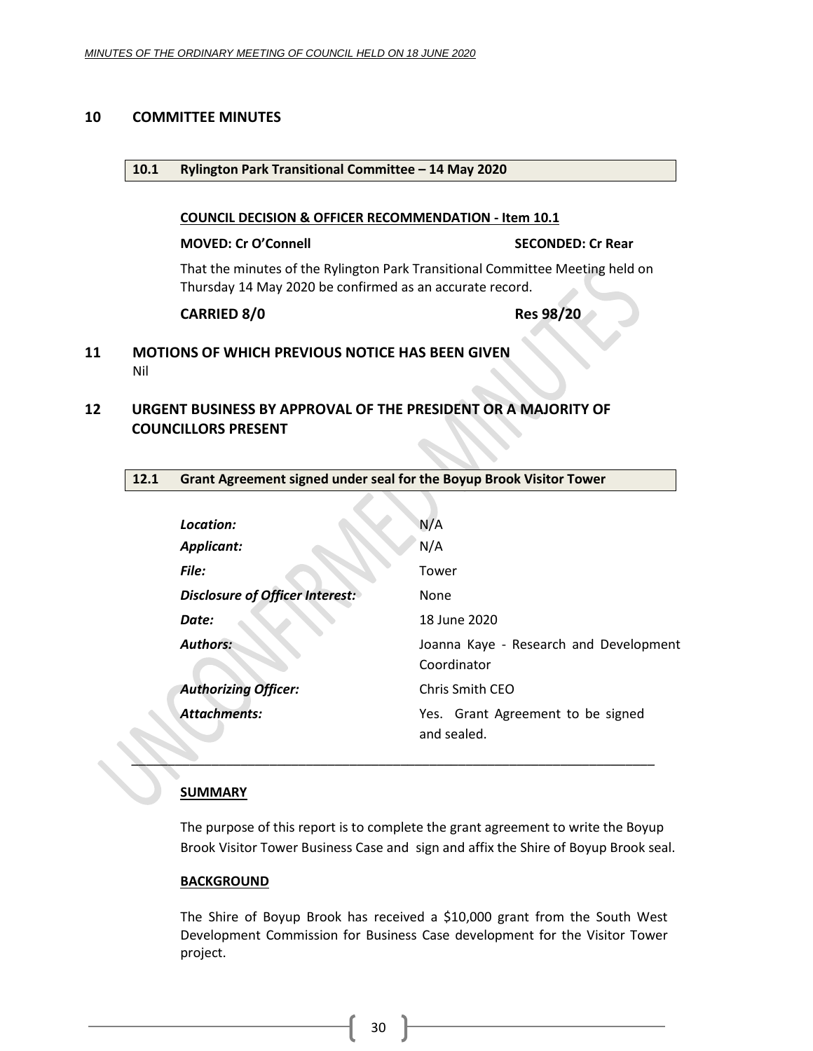# 10 COMMITTEE MINUTES

## 10.1 Rylington Park Transitional Committee – 14 May 2020

**COUNCIL DECISION & OFFICER RECOMMENDATION - Item 10.1**

**MOVED: Cr O'Connell** **SECONDED: Cr Rear**

That the minutes of the Rylington Park Transitional Committee Meeting held on Thursday 14 May 2020 be confirmed as an accurate record.

**CARRIED 8/0** **Res 98/20**

# 11 MOTIONS OF WHICH PREVIOUS NOTICE HAS BEEN GIVEN

Nil

# 12 URGENT BUSINESS BY APPROVAL OF THE PRESIDENT OR A MAJORITY OF COUNCILLORS PRESENT

## 12.1 Grant Agreement signed under seal for the Boyup Brook Visitor Tower

| | |
|---|---|
| ***Location:*** | N/A |
| ***Applicant:*** | N/A |
| ***File:*** | Tower |
| ***Disclosure of Officer Interest:*** | None |
| ***Date:*** | 18 June 2020 |
| ***Authors:*** | Joanna Kaye - Research and Development Coordinator |
| ***Authorizing Officer:*** | Chris Smith CEO |
| ***Attachments:*** | Yes. Grant Agreement to be signed and sealed. |

---

**SUMMARY**

The purpose of this report is to complete the grant agreement to write the Boyup Brook Visitor Tower Business Case and sign and affix the Shire of Boyup Brook seal.

**BACKGROUND**

The Shire of Boyup Brook has received a $10,000 grant from the South West Development Commission for Business Case development for the Visitor Tower project.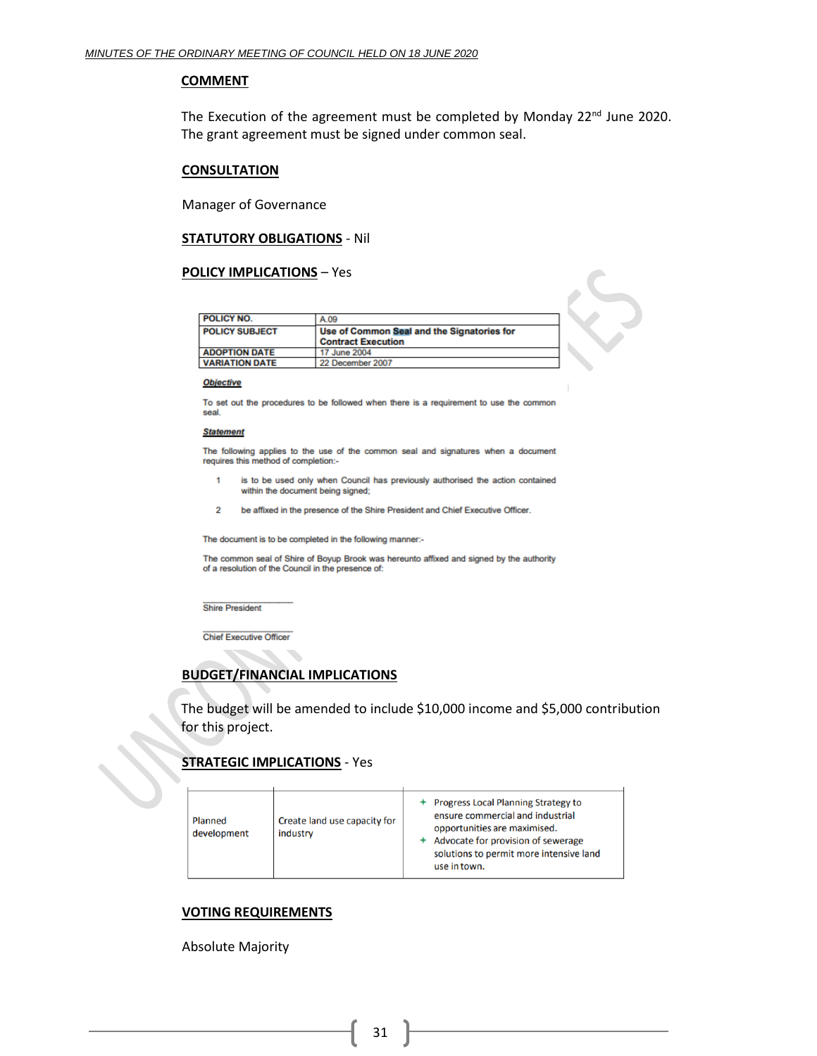## COMMENT

The Execution of the agreement must be completed by Monday 22nd June 2020. The grant agreement must be signed under common seal.

## CONSULTATION

Manager of Governance

## STATUTORY OBLIGATIONS - Nil

## POLICY IMPLICATIONS – Yes

| POLICY NO. | A.09 |
|---|---|
| POLICY SUBJECT | **Use of Common Seal and the Signatories for Contract Execution** |
| ADOPTION DATE | 17 June 2004 |
| VARIATION DATE | 22 December 2007 |

***Objective***

To set out the procedures to be followed when there is a requirement to use the common seal.

***Statement***

The following applies to the use of the common seal and signatures when a document requires this method of completion:-

1. is to be used only when Council has previously authorised the action contained within the document being signed;
2. be affixed in the presence of the Shire President and Chief Executive Officer.

The document is to be completed in the following manner:-

The common seal of Shire of Boyup Brook was hereunto affixed and signed by the authority of a resolution of the Council in the presence of:

\_\_\_\_\_\_\_\_\_\_\_\_\_\_\_\_\_\_\_\_
Shire President

\_\_\_\_\_\_\_\_\_\_\_\_\_\_\_\_\_\_\_\_
Chief Executive Officer

## BUDGET/FINANCIAL IMPLICATIONS

The budget will be amended to include $10,000 income and $5,000 contribution for this project.

## STRATEGIC IMPLICATIONS - Yes

| | | |
|---|---|---|
| Planned development | Create land use capacity for industry | + Progress Local Planning Strategy to ensure commercial and industrial opportunities are maximised.<br>+ Advocate for provision of sewerage solutions to permit more intensive land use in town. |

## VOTING REQUIREMENTS

Absolute Majority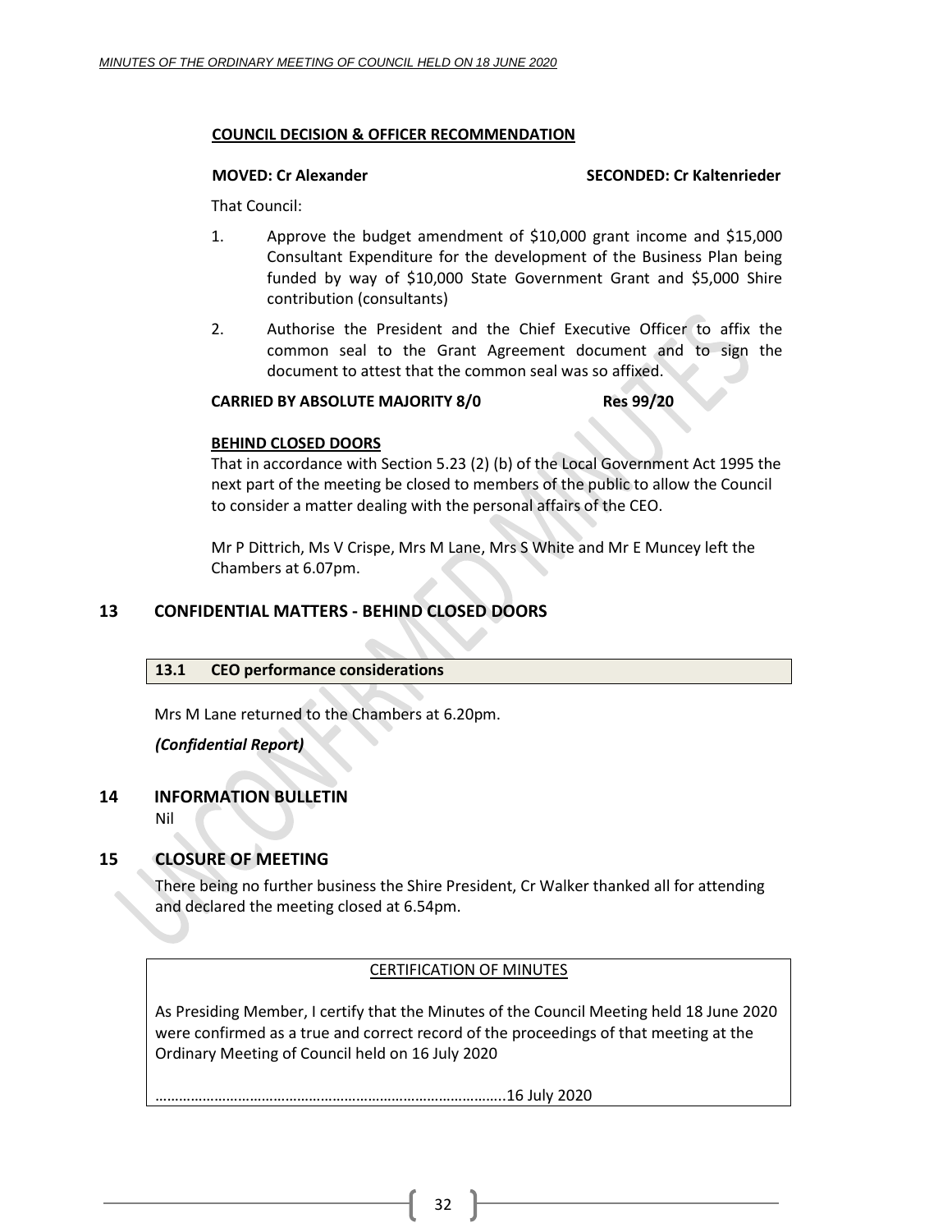**COUNCIL DECISION & OFFICER RECOMMENDATION**

**MOVED: Cr Alexander** **SECONDED: Cr Kaltenrieder**

That Council:

1. Approve the budget amendment of $10,000 grant income and $15,000 Consultant Expenditure for the development of the Business Plan being funded by way of $10,000 State Government Grant and $5,000 Shire contribution (consultants)
2. Authorise the President and the Chief Executive Officer to affix the common seal to the Grant Agreement document and to sign the document to attest that the common seal was so affixed.

**CARRIED BY ABSOLUTE MAJORITY 8/0** **Res 99/20**

**BEHIND CLOSED DOORS**

That in accordance with Section 5.23 (2) (b) of the Local Government Act 1995 the next part of the meeting be closed to members of the public to allow the Council to consider a matter dealing with the personal affairs of the CEO.

Mr P Dittrich, Ms V Crispe, Mrs M Lane, Mrs S White and Mr E Muncey left the Chambers at 6.07pm.

## 13 CONFIDENTIAL MATTERS - BEHIND CLOSED DOORS

### 13.1 CEO performance considerations

Mrs M Lane returned to the Chambers at 6.20pm.

***(Confidential Report)***

## 14 INFORMATION BULLETIN

Nil

## 15 CLOSURE OF MEETING

There being no further business the Shire President, Cr Walker thanked all for attending and declared the meeting closed at 6.54pm.

CERTIFICATION OF MINUTES

As Presiding Member, I certify that the Minutes of the Council Meeting held 18 June 2020 were confirmed as a true and correct record of the proceedings of that meeting at the Ordinary Meeting of Council held on 16 July 2020

……………………………………………………………………………..16 July 2020